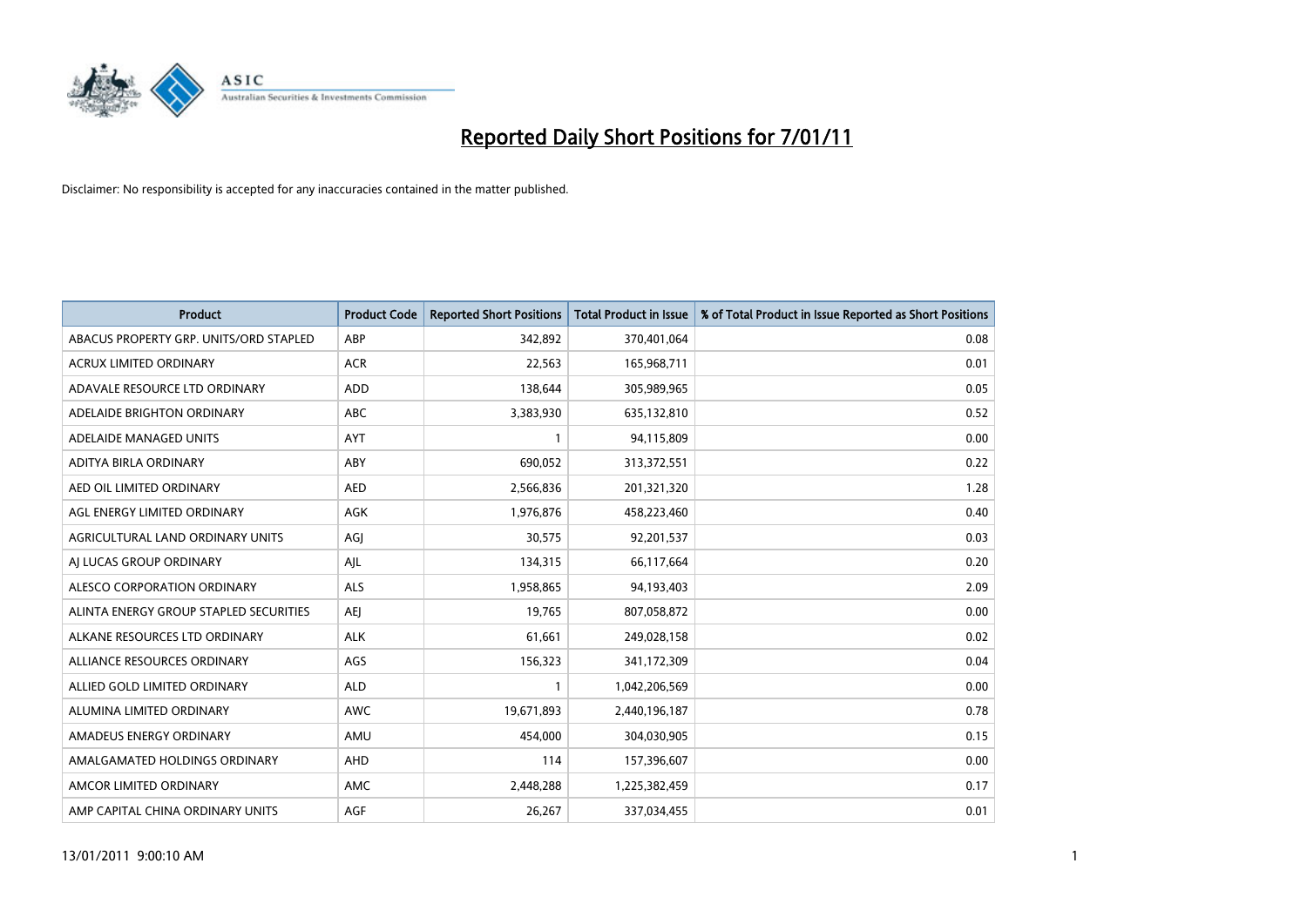# Reported Daily Short Positions for 7/01/11

Disclaimer: No responsibility is accepted for any inaccuracies contained in the matter published.

| Product | Product Code | Reported Short Positions | Total Product in Issue | % of Total Product in Issue Reported as Short Positions |
|---|---|---|---|---|
| ABACUS PROPERTY GRP. UNITS/ORD STAPLED | ABP | 342,892 | 370,401,064 | 0.08 |
| ACRUX LIMITED ORDINARY | ACR | 22,563 | 165,968,711 | 0.01 |
| ADAVALE RESOURCE LTD ORDINARY | ADD | 138,644 | 305,989,965 | 0.05 |
| ADELAIDE BRIGHTON ORDINARY | ABC | 3,383,930 | 635,132,810 | 0.52 |
| ADELAIDE MANAGED UNITS | AYT | 1 | 94,115,809 | 0.00 |
| ADITYA BIRLA ORDINARY | ABY | 690,052 | 313,372,551 | 0.22 |
| AED OIL LIMITED ORDINARY | AED | 2,566,836 | 201,321,320 | 1.28 |
| AGL ENERGY LIMITED ORDINARY | AGK | 1,976,876 | 458,223,460 | 0.40 |
| AGRICULTURAL LAND ORDINARY UNITS | AGJ | 30,575 | 92,201,537 | 0.03 |
| AJ LUCAS GROUP ORDINARY | AJL | 134,315 | 66,117,664 | 0.20 |
| ALESCO CORPORATION ORDINARY | ALS | 1,958,865 | 94,193,403 | 2.09 |
| ALINTA ENERGY GROUP STAPLED SECURITIES | AEJ | 19,765 | 807,058,872 | 0.00 |
| ALKANE RESOURCES LTD ORDINARY | ALK | 61,661 | 249,028,158 | 0.02 |
| ALLIANCE RESOURCES ORDINARY | AGS | 156,323 | 341,172,309 | 0.04 |
| ALLIED GOLD LIMITED ORDINARY | ALD | 1 | 1,042,206,569 | 0.00 |
| ALUMINA LIMITED ORDINARY | AWC | 19,671,893 | 2,440,196,187 | 0.78 |
| AMADEUS ENERGY ORDINARY | AMU | 454,000 | 304,030,905 | 0.15 |
| AMALGAMATED HOLDINGS ORDINARY | AHD | 114 | 157,396,607 | 0.00 |
| AMCOR LIMITED ORDINARY | AMC | 2,448,288 | 1,225,382,459 | 0.17 |
| AMP CAPITAL CHINA ORDINARY UNITS | AGF | 26,267 | 337,034,455 | 0.01 |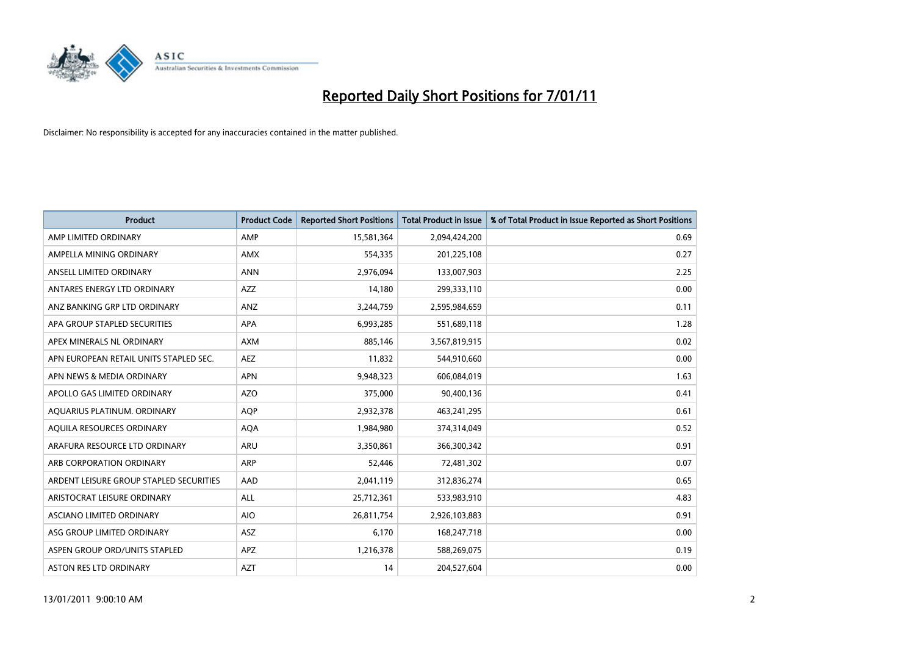# Reported Daily Short Positions for 7/01/11

Disclaimer: No responsibility is accepted for any inaccuracies contained in the matter published.

| Product | Product Code | Reported Short Positions | Total Product in Issue | % of Total Product in Issue Reported as Short Positions |
|---|---|---|---|---|
| AMP LIMITED ORDINARY | AMP | 15,581,364 | 2,094,424,200 | 0.69 |
| AMPELLA MINING ORDINARY | AMX | 554,335 | 201,225,108 | 0.27 |
| ANSELL LIMITED ORDINARY | ANN | 2,976,094 | 133,007,903 | 2.25 |
| ANTARES ENERGY LTD ORDINARY | AZZ | 14,180 | 299,333,110 | 0.00 |
| ANZ BANKING GRP LTD ORDINARY | ANZ | 3,244,759 | 2,595,984,659 | 0.11 |
| APA GROUP STAPLED SECURITIES | APA | 6,993,285 | 551,689,118 | 1.28 |
| APEX MINERALS NL ORDINARY | AXM | 885,146 | 3,567,819,915 | 0.02 |
| APN EUROPEAN RETAIL UNITS STAPLED SEC. | AEZ | 11,832 | 544,910,660 | 0.00 |
| APN NEWS & MEDIA ORDINARY | APN | 9,948,323 | 606,084,019 | 1.63 |
| APOLLO GAS LIMITED ORDINARY | AZO | 375,000 | 90,400,136 | 0.41 |
| AQUARIUS PLATINUM. ORDINARY | AQP | 2,932,378 | 463,241,295 | 0.61 |
| AQUILA RESOURCES ORDINARY | AQA | 1,984,980 | 374,314,049 | 0.52 |
| ARAFURA RESOURCE LTD ORDINARY | ARU | 3,350,861 | 366,300,342 | 0.91 |
| ARB CORPORATION ORDINARY | ARP | 52,446 | 72,481,302 | 0.07 |
| ARDENT LEISURE GROUP STAPLED SECURITIES | AAD | 2,041,119 | 312,836,274 | 0.65 |
| ARISTOCRAT LEISURE ORDINARY | ALL | 25,712,361 | 533,983,910 | 4.83 |
| ASCIANO LIMITED ORDINARY | AIO | 26,811,754 | 2,926,103,883 | 0.91 |
| ASG GROUP LIMITED ORDINARY | ASZ | 6,170 | 168,247,718 | 0.00 |
| ASPEN GROUP ORD/UNITS STAPLED | APZ | 1,216,378 | 588,269,075 | 0.19 |
| ASTON RES LTD ORDINARY | AZT | 14 | 204,527,604 | 0.00 |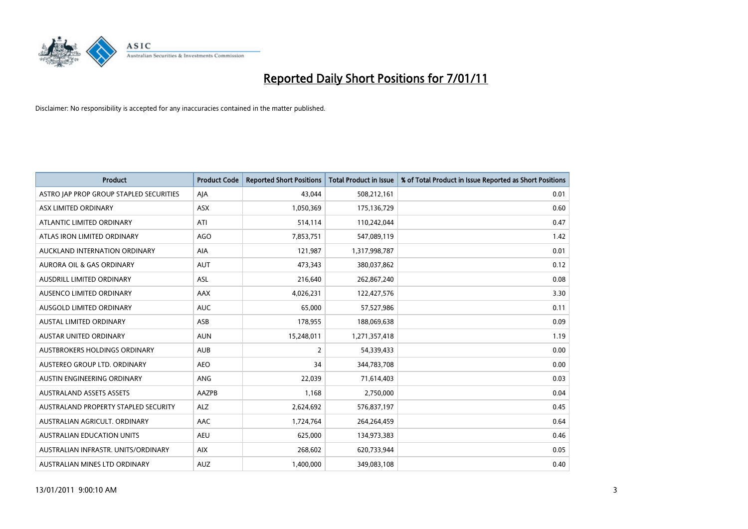# Reported Daily Short Positions for 7/01/11

Disclaimer: No responsibility is accepted for any inaccuracies contained in the matter published.

| Product | Product Code | Reported Short Positions | Total Product in Issue | % of Total Product in Issue Reported as Short Positions |
|---|---|---|---|---|
| ASTRO JAP PROP GROUP STAPLED SECURITIES | AJA | 43,044 | 508,212,161 | 0.01 |
| ASX LIMITED ORDINARY | ASX | 1,050,369 | 175,136,729 | 0.60 |
| ATLANTIC LIMITED ORDINARY | ATI | 514,114 | 110,242,044 | 0.47 |
| ATLAS IRON LIMITED ORDINARY | AGO | 7,853,751 | 547,089,119 | 1.42 |
| AUCKLAND INTERNATION ORDINARY | AIA | 121,987 | 1,317,998,787 | 0.01 |
| AURORA OIL & GAS ORDINARY | AUT | 473,343 | 380,037,862 | 0.12 |
| AUSDRILL LIMITED ORDINARY | ASL | 216,640 | 262,867,240 | 0.08 |
| AUSENCO LIMITED ORDINARY | AAX | 4,026,231 | 122,427,576 | 3.30 |
| AUSGOLD LIMITED ORDINARY | AUC | 65,000 | 57,527,986 | 0.11 |
| AUSTAL LIMITED ORDINARY | ASB | 178,955 | 188,069,638 | 0.09 |
| AUSTAR UNITED ORDINARY | AUN | 15,248,011 | 1,271,357,418 | 1.19 |
| AUSTBROKERS HOLDINGS ORDINARY | AUB | 2 | 54,339,433 | 0.00 |
| AUSTEREO GROUP LTD. ORDINARY | AEO | 34 | 344,783,708 | 0.00 |
| AUSTIN ENGINEERING ORDINARY | ANG | 22,039 | 71,614,403 | 0.03 |
| AUSTRALAND ASSETS ASSETS | AAZPB | 1,168 | 2,750,000 | 0.04 |
| AUSTRALAND PROPERTY STAPLED SECURITY | ALZ | 2,624,692 | 576,837,197 | 0.45 |
| AUSTRALIAN AGRICULT. ORDINARY | AAC | 1,724,764 | 264,264,459 | 0.64 |
| AUSTRALIAN EDUCATION UNITS | AEU | 625,000 | 134,973,383 | 0.46 |
| AUSTRALIAN INFRASTR. UNITS/ORDINARY | AIX | 268,602 | 620,733,944 | 0.05 |
| AUSTRALIAN MINES LTD ORDINARY | AUZ | 1,400,000 | 349,083,108 | 0.40 |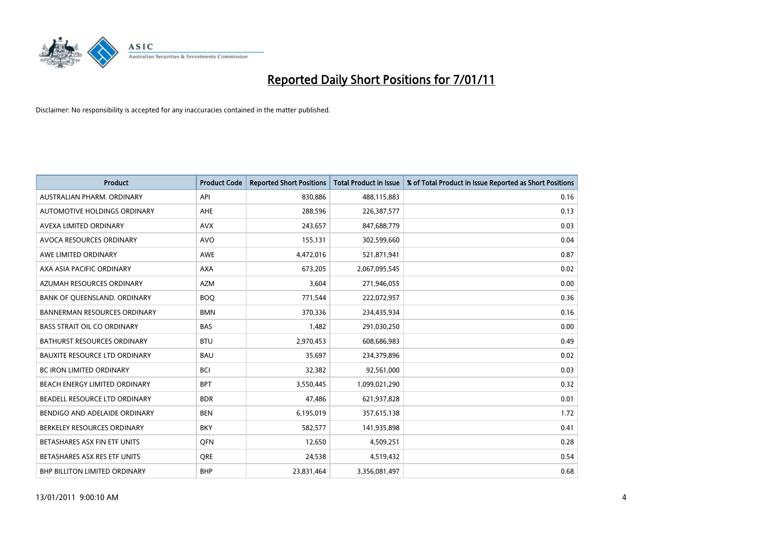# Reported Daily Short Positions for 7/01/11

Disclaimer: No responsibility is accepted for any inaccuracies contained in the matter published.

| Product | Product Code | Reported Short Positions | Total Product in Issue | % of Total Product in Issue Reported as Short Positions |
|---|---|---|---|---|
| AUSTRALIAN PHARM. ORDINARY | API | 830,886 | 488,115,883 | 0.16 |
| AUTOMOTIVE HOLDINGS ORDINARY | AHE | 288,596 | 226,387,577 | 0.13 |
| AVEXA LIMITED ORDINARY | AVX | 243,657 | 847,688,779 | 0.03 |
| AVOCA RESOURCES ORDINARY | AVO | 155,131 | 302,599,660 | 0.04 |
| AWE LIMITED ORDINARY | AWE | 4,472,016 | 521,871,941 | 0.87 |
| AXA ASIA PACIFIC ORDINARY | AXA | 673,205 | 2,067,095,545 | 0.02 |
| AZUMAH RESOURCES ORDINARY | AZM | 3,604 | 271,946,055 | 0.00 |
| BANK OF QUEENSLAND. ORDINARY | BOQ | 771,544 | 222,072,957 | 0.36 |
| BANNERMAN RESOURCES ORDINARY | BMN | 370,336 | 234,435,934 | 0.16 |
| BASS STRAIT OIL CO ORDINARY | BAS | 1,482 | 291,030,250 | 0.00 |
| BATHURST RESOURCES ORDINARY | BTU | 2,970,453 | 608,686,983 | 0.49 |
| BAUXITE RESOURCE LTD ORDINARY | BAU | 35,697 | 234,379,896 | 0.02 |
| BC IRON LIMITED ORDINARY | BCI | 32,382 | 92,561,000 | 0.03 |
| BEACH ENERGY LIMITED ORDINARY | BPT | 3,550,445 | 1,099,021,290 | 0.32 |
| BEADELL RESOURCE LTD ORDINARY | BDR | 47,486 | 621,937,828 | 0.01 |
| BENDIGO AND ADELAIDE ORDINARY | BEN | 6,195,019 | 357,615,138 | 1.72 |
| BERKELEY RESOURCES ORDINARY | BKY | 582,577 | 141,935,898 | 0.41 |
| BETASHARES ASX FIN ETF UNITS | QFN | 12,650 | 4,509,251 | 0.28 |
| BETASHARES ASX RES ETF UNITS | QRE | 24,538 | 4,519,432 | 0.54 |
| BHP BILLITON LIMITED ORDINARY | BHP | 23,831,464 | 3,356,081,497 | 0.68 |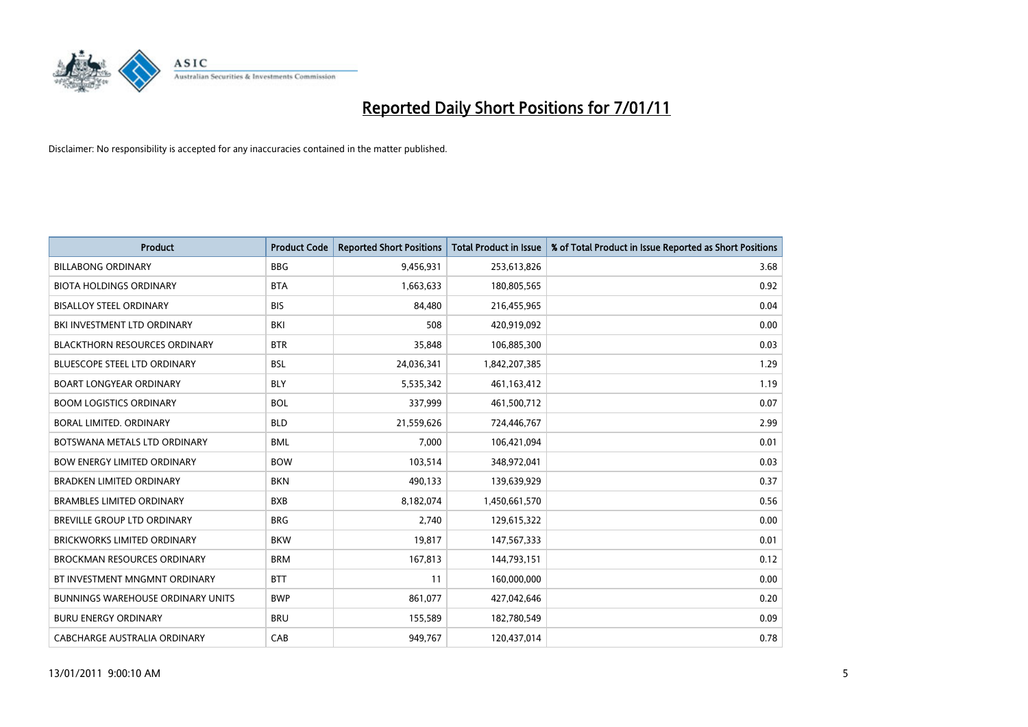# Reported Daily Short Positions for 7/01/11

Disclaimer: No responsibility is accepted for any inaccuracies contained in the matter published.

| Product | Product Code | Reported Short Positions | Total Product in Issue | % of Total Product in Issue Reported as Short Positions |
|---|---|---|---|---|
| BILLABONG ORDINARY | BBG | 9,456,931 | 253,613,826 | 3.68 |
| BIOTA HOLDINGS ORDINARY | BTA | 1,663,633 | 180,805,565 | 0.92 |
| BISALLOY STEEL ORDINARY | BIS | 84,480 | 216,455,965 | 0.04 |
| BKI INVESTMENT LTD ORDINARY | BKI | 508 | 420,919,092 | 0.00 |
| BLACKTHORN RESOURCES ORDINARY | BTR | 35,848 | 106,885,300 | 0.03 |
| BLUESCOPE STEEL LTD ORDINARY | BSL | 24,036,341 | 1,842,207,385 | 1.29 |
| BOART LONGYEAR ORDINARY | BLY | 5,535,342 | 461,163,412 | 1.19 |
| BOOM LOGISTICS ORDINARY | BOL | 337,999 | 461,500,712 | 0.07 |
| BORAL LIMITED. ORDINARY | BLD | 21,559,626 | 724,446,767 | 2.99 |
| BOTSWANA METALS LTD ORDINARY | BML | 7,000 | 106,421,094 | 0.01 |
| BOW ENERGY LIMITED ORDINARY | BOW | 103,514 | 348,972,041 | 0.03 |
| BRADKEN LIMITED ORDINARY | BKN | 490,133 | 139,639,929 | 0.37 |
| BRAMBLES LIMITED ORDINARY | BXB | 8,182,074 | 1,450,661,570 | 0.56 |
| BREVILLE GROUP LTD ORDINARY | BRG | 2,740 | 129,615,322 | 0.00 |
| BRICKWORKS LIMITED ORDINARY | BKW | 19,817 | 147,567,333 | 0.01 |
| BROCKMAN RESOURCES ORDINARY | BRM | 167,813 | 144,793,151 | 0.12 |
| BT INVESTMENT MNGMNT ORDINARY | BTT | 11 | 160,000,000 | 0.00 |
| BUNNINGS WAREHOUSE ORDINARY UNITS | BWP | 861,077 | 427,042,646 | 0.20 |
| BURU ENERGY ORDINARY | BRU | 155,589 | 182,780,549 | 0.09 |
| CABCHARGE AUSTRALIA ORDINARY | CAB | 949,767 | 120,437,014 | 0.78 |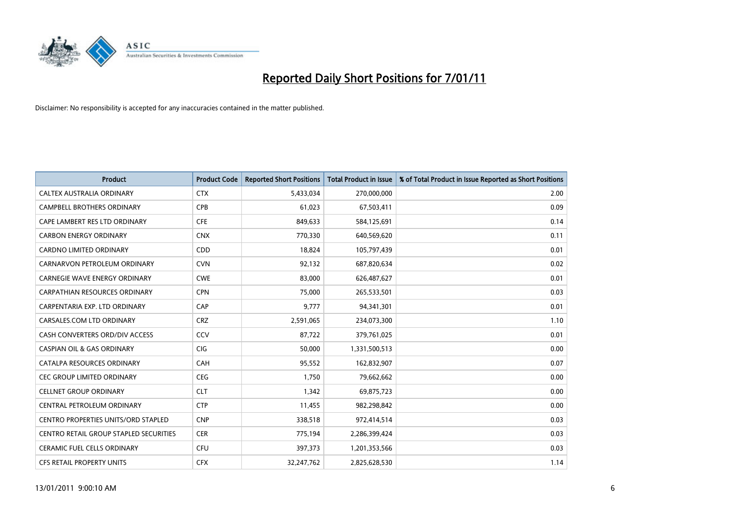# Reported Daily Short Positions for 7/01/11

Disclaimer: No responsibility is accepted for any inaccuracies contained in the matter published.

| Product | Product Code | Reported Short Positions | Total Product in Issue | % of Total Product in Issue Reported as Short Positions |
|---|---|---|---|---|
| CALTEX AUSTRALIA ORDINARY | CTX | 5,433,034 | 270,000,000 | 2.00 |
| CAMPBELL BROTHERS ORDINARY | CPB | 61,023 | 67,503,411 | 0.09 |
| CAPE LAMBERT RES LTD ORDINARY | CFE | 849,633 | 584,125,691 | 0.14 |
| CARBON ENERGY ORDINARY | CNX | 770,330 | 640,569,620 | 0.11 |
| CARDNO LIMITED ORDINARY | CDD | 18,824 | 105,797,439 | 0.01 |
| CARNARVON PETROLEUM ORDINARY | CVN | 92,132 | 687,820,634 | 0.02 |
| CARNEGIE WAVE ENERGY ORDINARY | CWE | 83,000 | 626,487,627 | 0.01 |
| CARPATHIAN RESOURCES ORDINARY | CPN | 75,000 | 265,533,501 | 0.03 |
| CARPENTARIA EXP. LTD ORDINARY | CAP | 9,777 | 94,341,301 | 0.01 |
| CARSALES.COM LTD ORDINARY | CRZ | 2,591,065 | 234,073,300 | 1.10 |
| CASH CONVERTERS ORD/DIV ACCESS | CCV | 87,722 | 379,761,025 | 0.01 |
| CASPIAN OIL & GAS ORDINARY | CIG | 50,000 | 1,331,500,513 | 0.00 |
| CATALPA RESOURCES ORDINARY | CAH | 95,552 | 162,832,907 | 0.07 |
| CEC GROUP LIMITED ORDINARY | CEG | 1,750 | 79,662,662 | 0.00 |
| CELLNET GROUP ORDINARY | CLT | 1,342 | 69,875,723 | 0.00 |
| CENTRAL PETROLEUM ORDINARY | CTP | 11,455 | 982,298,842 | 0.00 |
| CENTRO PROPERTIES UNITS/ORD STAPLED | CNP | 338,518 | 972,414,514 | 0.03 |
| CENTRO RETAIL GROUP STAPLED SECURITIES | CER | 775,194 | 2,286,399,424 | 0.03 |
| CERAMIC FUEL CELLS ORDINARY | CFU | 397,373 | 1,201,353,566 | 0.03 |
| CFS RETAIL PROPERTY UNITS | CFX | 32,247,762 | 2,825,628,530 | 1.14 |

13/01/2011 9:00:10 AM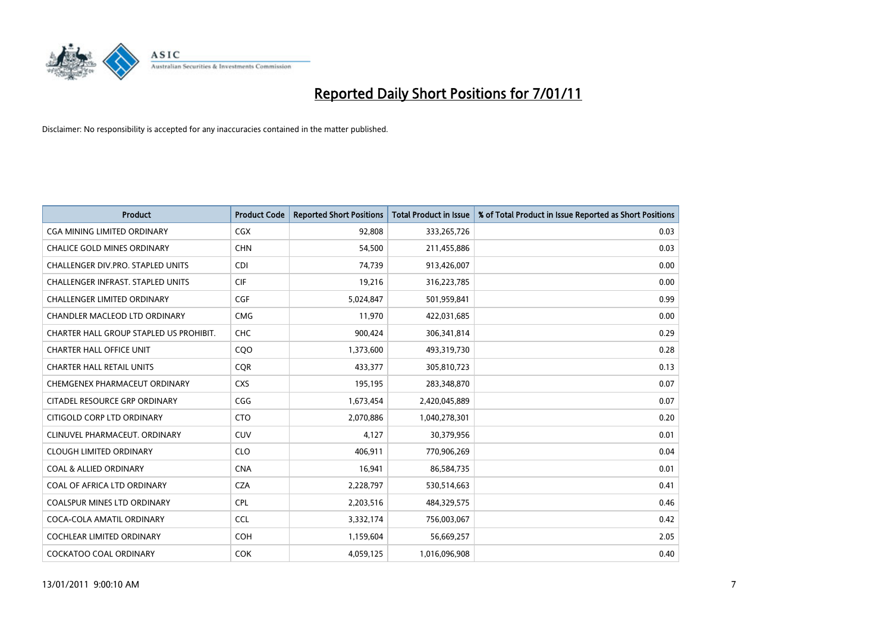# Reported Daily Short Positions for 7/01/11

Disclaimer: No responsibility is accepted for any inaccuracies contained in the matter published.

| Product | Product Code | Reported Short Positions | Total Product in Issue | % of Total Product in Issue Reported as Short Positions |
|---|---|---|---|---|
| CGA MINING LIMITED ORDINARY | CGX | 92,808 | 333,265,726 | 0.03 |
| CHALICE GOLD MINES ORDINARY | CHN | 54,500 | 211,455,886 | 0.03 |
| CHALLENGER DIV.PRO. STAPLED UNITS | CDI | 74,739 | 913,426,007 | 0.00 |
| CHALLENGER INFRAST. STAPLED UNITS | CIF | 19,216 | 316,223,785 | 0.00 |
| CHALLENGER LIMITED ORDINARY | CGF | 5,024,847 | 501,959,841 | 0.99 |
| CHANDLER MACLEOD LTD ORDINARY | CMG | 11,970 | 422,031,685 | 0.00 |
| CHARTER HALL GROUP STAPLED US PROHIBIT. | CHC | 900,424 | 306,341,814 | 0.29 |
| CHARTER HALL OFFICE UNIT | CQO | 1,373,600 | 493,319,730 | 0.28 |
| CHARTER HALL RETAIL UNITS | CQR | 433,377 | 305,810,723 | 0.13 |
| CHEMGENEX PHARMACEUT ORDINARY | CXS | 195,195 | 283,348,870 | 0.07 |
| CITADEL RESOURCE GRP ORDINARY | CGG | 1,673,454 | 2,420,045,889 | 0.07 |
| CITIGOLD CORP LTD ORDINARY | CTO | 2,070,886 | 1,040,278,301 | 0.20 |
| CLINUVEL PHARMACEUT. ORDINARY | CUV | 4,127 | 30,379,956 | 0.01 |
| CLOUGH LIMITED ORDINARY | CLO | 406,911 | 770,906,269 | 0.04 |
| COAL & ALLIED ORDINARY | CNA | 16,941 | 86,584,735 | 0.01 |
| COAL OF AFRICA LTD ORDINARY | CZA | 2,228,797 | 530,514,663 | 0.41 |
| COALSPUR MINES LTD ORDINARY | CPL | 2,203,516 | 484,329,575 | 0.46 |
| COCA-COLA AMATIL ORDINARY | CCL | 3,332,174 | 756,003,067 | 0.42 |
| COCHLEAR LIMITED ORDINARY | COH | 1,159,604 | 56,669,257 | 2.05 |
| COCKATOO COAL ORDINARY | COK | 4,059,125 | 1,016,096,908 | 0.40 |

13/01/2011 9:00:10 AM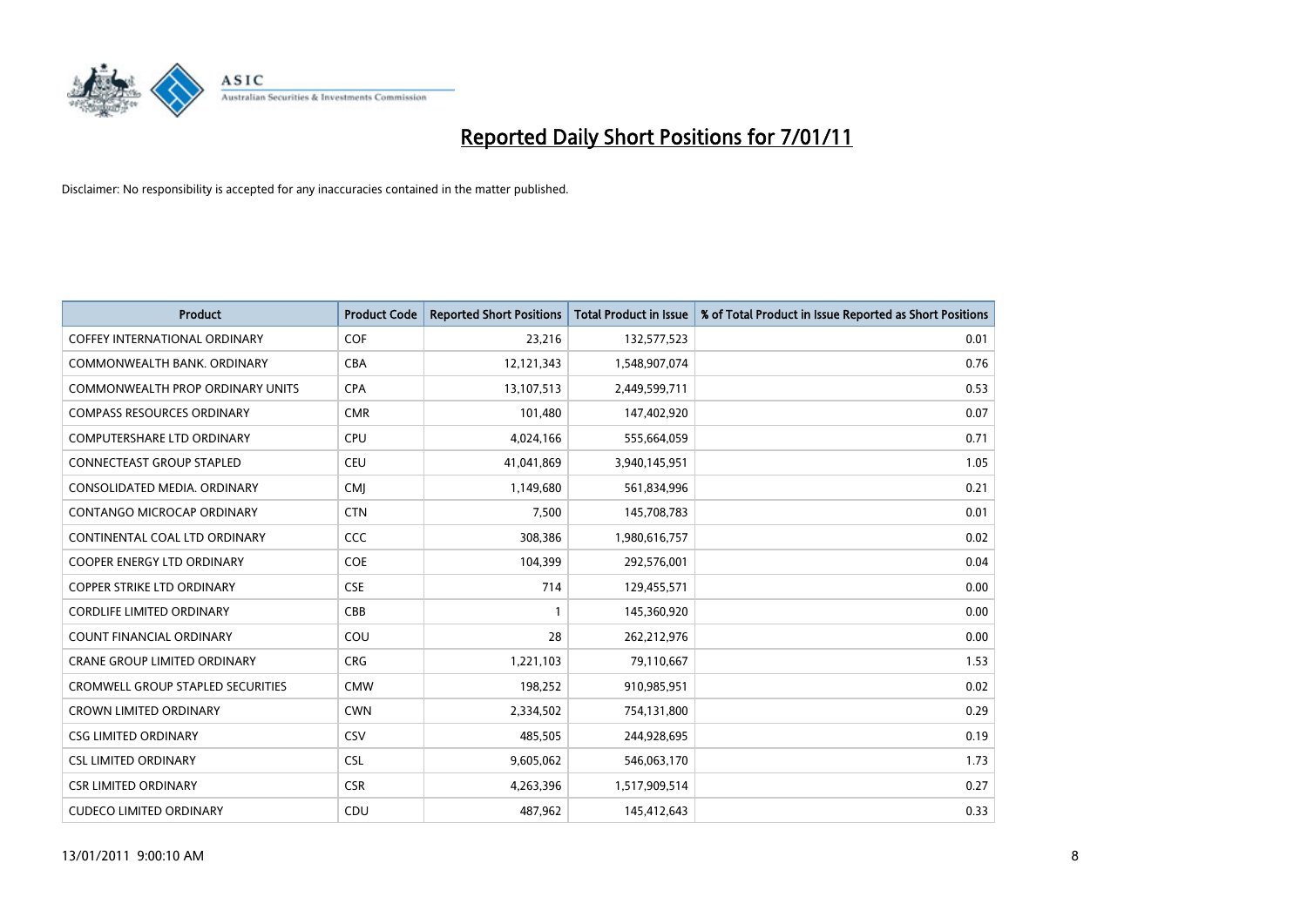# Reported Daily Short Positions for 7/01/11

Disclaimer: No responsibility is accepted for any inaccuracies contained in the matter published.

| Product | Product Code | Reported Short Positions | Total Product in Issue | % of Total Product in Issue Reported as Short Positions |
|---|---|---|---|---|
| COFFEY INTERNATIONAL ORDINARY | COF | 23,216 | 132,577,523 | 0.01 |
| COMMONWEALTH BANK. ORDINARY | CBA | 12,121,343 | 1,548,907,074 | 0.76 |
| COMMONWEALTH PROP ORDINARY UNITS | CPA | 13,107,513 | 2,449,599,711 | 0.53 |
| COMPASS RESOURCES ORDINARY | CMR | 101,480 | 147,402,920 | 0.07 |
| COMPUTERSHARE LTD ORDINARY | CPU | 4,024,166 | 555,664,059 | 0.71 |
| CONNECTEAST GROUP STAPLED | CEU | 41,041,869 | 3,940,145,951 | 1.05 |
| CONSOLIDATED MEDIA. ORDINARY | CMJ | 1,149,680 | 561,834,996 | 0.21 |
| CONTANGO MICROCAP ORDINARY | CTN | 7,500 | 145,708,783 | 0.01 |
| CONTINENTAL COAL LTD ORDINARY | CCC | 308,386 | 1,980,616,757 | 0.02 |
| COOPER ENERGY LTD ORDINARY | COE | 104,399 | 292,576,001 | 0.04 |
| COPPER STRIKE LTD ORDINARY | CSE | 714 | 129,455,571 | 0.00 |
| CORDLIFE LIMITED ORDINARY | CBB | 1 | 145,360,920 | 0.00 |
| COUNT FINANCIAL ORDINARY | COU | 28 | 262,212,976 | 0.00 |
| CRANE GROUP LIMITED ORDINARY | CRG | 1,221,103 | 79,110,667 | 1.53 |
| CROMWELL GROUP STAPLED SECURITIES | CMW | 198,252 | 910,985,951 | 0.02 |
| CROWN LIMITED ORDINARY | CWN | 2,334,502 | 754,131,800 | 0.29 |
| CSG LIMITED ORDINARY | CSV | 485,505 | 244,928,695 | 0.19 |
| CSL LIMITED ORDINARY | CSL | 9,605,062 | 546,063,170 | 1.73 |
| CSR LIMITED ORDINARY | CSR | 4,263,396 | 1,517,909,514 | 0.27 |
| CUDECO LIMITED ORDINARY | CDU | 487,962 | 145,412,643 | 0.33 |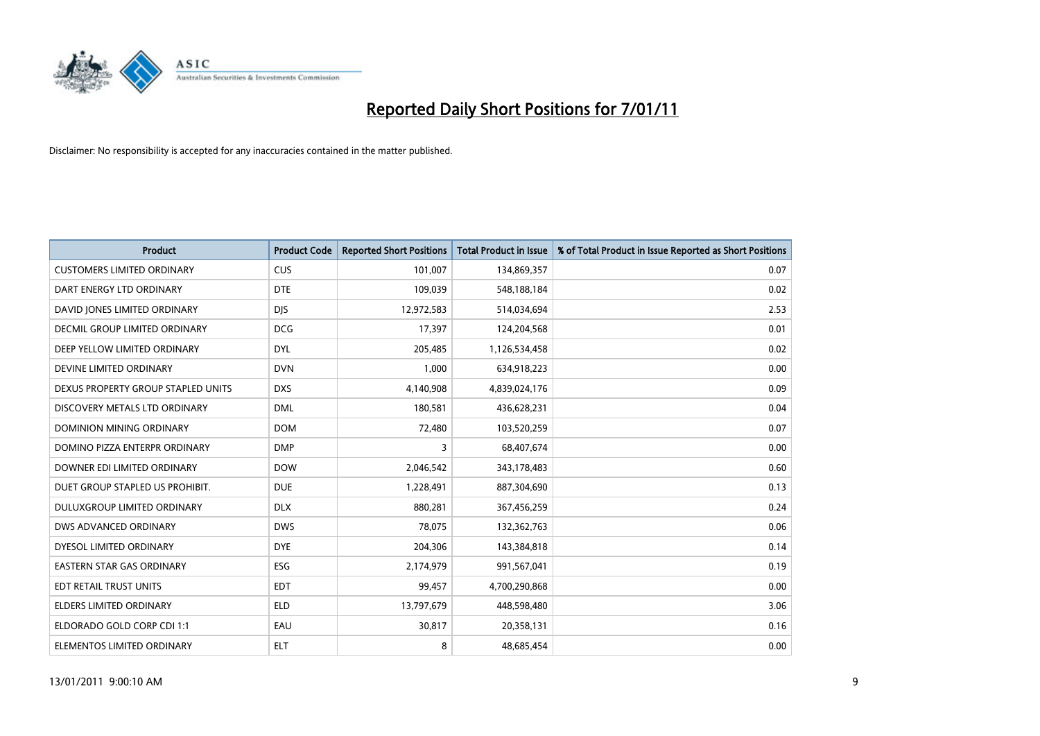# Reported Daily Short Positions for 7/01/11

Disclaimer: No responsibility is accepted for any inaccuracies contained in the matter published.

| Product | Product Code | Reported Short Positions | Total Product in Issue | % of Total Product in Issue Reported as Short Positions |
|---|---|---|---|---|
| CUSTOMERS LIMITED ORDINARY | CUS | 101,007 | 134,869,357 | 0.07 |
| DART ENERGY LTD ORDINARY | DTE | 109,039 | 548,188,184 | 0.02 |
| DAVID JONES LIMITED ORDINARY | DJS | 12,972,583 | 514,034,694 | 2.53 |
| DECMIL GROUP LIMITED ORDINARY | DCG | 17,397 | 124,204,568 | 0.01 |
| DEEP YELLOW LIMITED ORDINARY | DYL | 205,485 | 1,126,534,458 | 0.02 |
| DEVINE LIMITED ORDINARY | DVN | 1,000 | 634,918,223 | 0.00 |
| DEXUS PROPERTY GROUP STAPLED UNITS | DXS | 4,140,908 | 4,839,024,176 | 0.09 |
| DISCOVERY METALS LTD ORDINARY | DML | 180,581 | 436,628,231 | 0.04 |
| DOMINION MINING ORDINARY | DOM | 72,480 | 103,520,259 | 0.07 |
| DOMINO PIZZA ENTERPR ORDINARY | DMP | 3 | 68,407,674 | 0.00 |
| DOWNER EDI LIMITED ORDINARY | DOW | 2,046,542 | 343,178,483 | 0.60 |
| DUET GROUP STAPLED US PROHIBIT. | DUE | 1,228,491 | 887,304,690 | 0.13 |
| DULUXGROUP LIMITED ORDINARY | DLX | 880,281 | 367,456,259 | 0.24 |
| DWS ADVANCED ORDINARY | DWS | 78,075 | 132,362,763 | 0.06 |
| DYESOL LIMITED ORDINARY | DYE | 204,306 | 143,384,818 | 0.14 |
| EASTERN STAR GAS ORDINARY | ESG | 2,174,979 | 991,567,041 | 0.19 |
| EDT RETAIL TRUST UNITS | EDT | 99,457 | 4,700,290,868 | 0.00 |
| ELDERS LIMITED ORDINARY | ELD | 13,797,679 | 448,598,480 | 3.06 |
| ELDORADO GOLD CORP CDI 1:1 | EAU | 30,817 | 20,358,131 | 0.16 |
| ELEMENTOS LIMITED ORDINARY | ELT | 8 | 48,685,454 | 0.00 |

13/01/2011 9:00:10 AM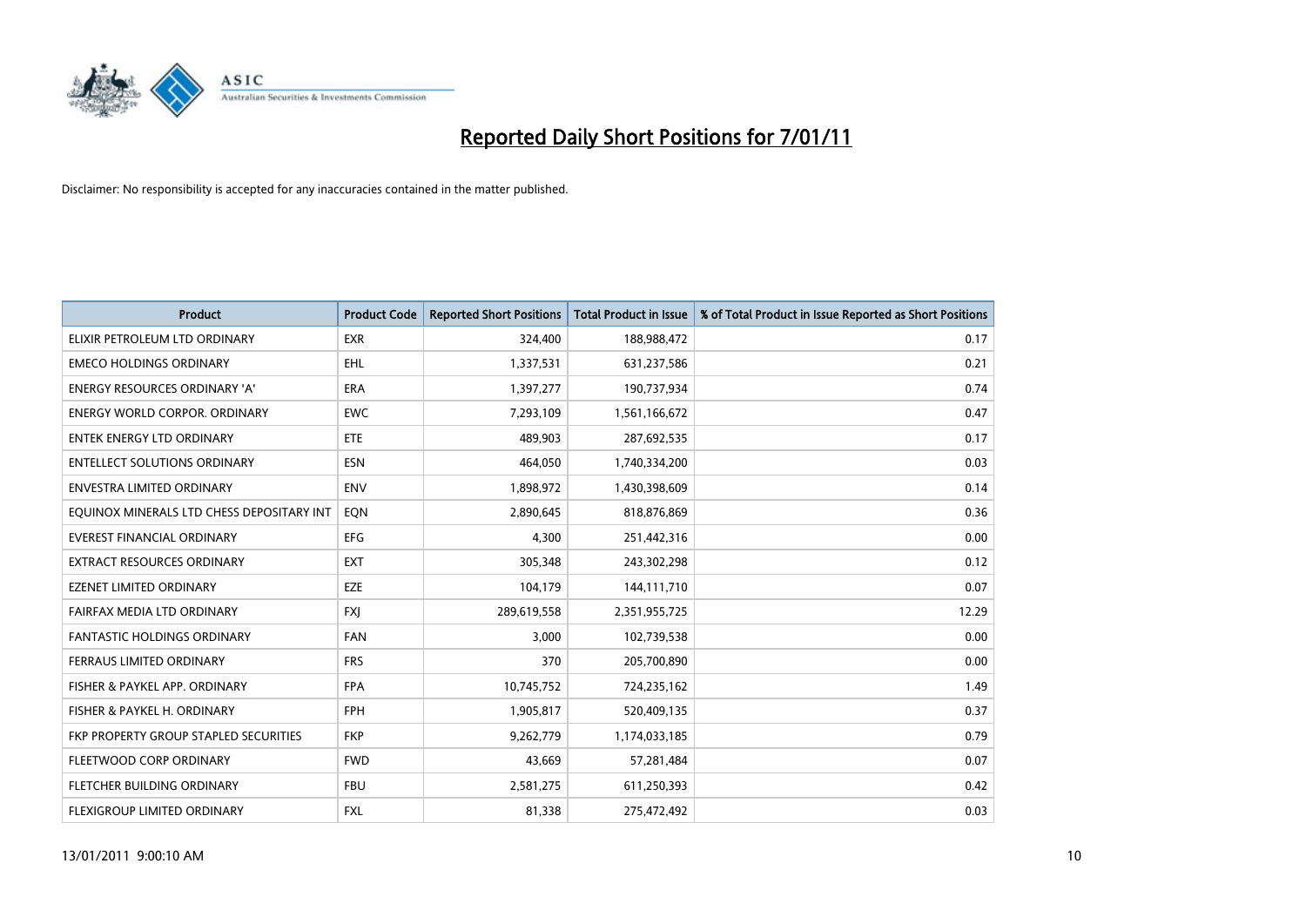# Reported Daily Short Positions for 7/01/11

Disclaimer: No responsibility is accepted for any inaccuracies contained in the matter published.

| Product | Product Code | Reported Short Positions | Total Product in Issue | % of Total Product in Issue Reported as Short Positions |
|---|---|---|---|---|
| ELIXIR PETROLEUM LTD ORDINARY | EXR | 324,400 | 188,988,472 | 0.17 |
| EMECO HOLDINGS ORDINARY | EHL | 1,337,531 | 631,237,586 | 0.21 |
| ENERGY RESOURCES ORDINARY 'A' | ERA | 1,397,277 | 190,737,934 | 0.74 |
| ENERGY WORLD CORPOR. ORDINARY | EWC | 7,293,109 | 1,561,166,672 | 0.47 |
| ENTEK ENERGY LTD ORDINARY | ETE | 489,903 | 287,692,535 | 0.17 |
| ENTELLECT SOLUTIONS ORDINARY | ESN | 464,050 | 1,740,334,200 | 0.03 |
| ENVESTRA LIMITED ORDINARY | ENV | 1,898,972 | 1,430,398,609 | 0.14 |
| EQUINOX MINERALS LTD CHESS DEPOSITARY INT | EQN | 2,890,645 | 818,876,869 | 0.36 |
| EVEREST FINANCIAL ORDINARY | EFG | 4,300 | 251,442,316 | 0.00 |
| EXTRACT RESOURCES ORDINARY | EXT | 305,348 | 243,302,298 | 0.12 |
| EZENET LIMITED ORDINARY | EZE | 104,179 | 144,111,710 | 0.07 |
| FAIRFAX MEDIA LTD ORDINARY | FXJ | 289,619,558 | 2,351,955,725 | 12.29 |
| FANTASTIC HOLDINGS ORDINARY | FAN | 3,000 | 102,739,538 | 0.00 |
| FERRAUS LIMITED ORDINARY | FRS | 370 | 205,700,890 | 0.00 |
| FISHER & PAYKEL APP. ORDINARY | FPA | 10,745,752 | 724,235,162 | 1.49 |
| FISHER & PAYKEL H. ORDINARY | FPH | 1,905,817 | 520,409,135 | 0.37 |
| FKP PROPERTY GROUP STAPLED SECURITIES | FKP | 9,262,779 | 1,174,033,185 | 0.79 |
| FLEETWOOD CORP ORDINARY | FWD | 43,669 | 57,281,484 | 0.07 |
| FLETCHER BUILDING ORDINARY | FBU | 2,581,275 | 611,250,393 | 0.42 |
| FLEXIGROUP LIMITED ORDINARY | FXL | 81,338 | 275,472,492 | 0.03 |

13/01/2011 9:00:10 AM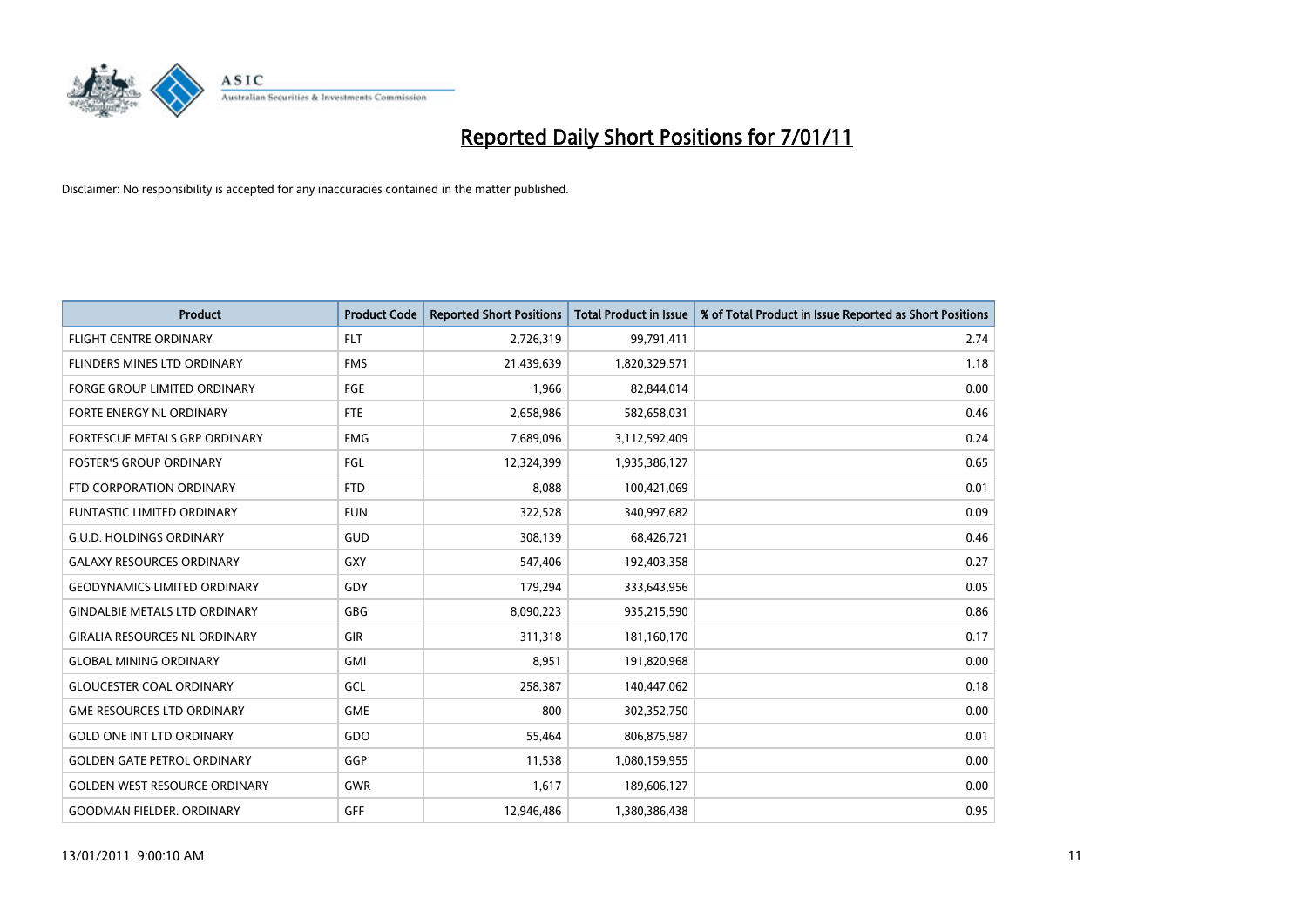# Reported Daily Short Positions for 7/01/11

Disclaimer: No responsibility is accepted for any inaccuracies contained in the matter published.

| Product | Product Code | Reported Short Positions | Total Product in Issue | % of Total Product in Issue Reported as Short Positions |
|---|---|---|---|---|
| FLIGHT CENTRE ORDINARY | FLT | 2,726,319 | 99,791,411 | 2.74 |
| FLINDERS MINES LTD ORDINARY | FMS | 21,439,639 | 1,820,329,571 | 1.18 |
| FORGE GROUP LIMITED ORDINARY | FGE | 1,966 | 82,844,014 | 0.00 |
| FORTE ENERGY NL ORDINARY | FTE | 2,658,986 | 582,658,031 | 0.46 |
| FORTESCUE METALS GRP ORDINARY | FMG | 7,689,096 | 3,112,592,409 | 0.24 |
| FOSTER'S GROUP ORDINARY | FGL | 12,324,399 | 1,935,386,127 | 0.65 |
| FTD CORPORATION ORDINARY | FTD | 8,088 | 100,421,069 | 0.01 |
| FUNTASTIC LIMITED ORDINARY | FUN | 322,528 | 340,997,682 | 0.09 |
| G.U.D. HOLDINGS ORDINARY | GUD | 308,139 | 68,426,721 | 0.46 |
| GALAXY RESOURCES ORDINARY | GXY | 547,406 | 192,403,358 | 0.27 |
| GEODYNAMICS LIMITED ORDINARY | GDY | 179,294 | 333,643,956 | 0.05 |
| GINDALBIE METALS LTD ORDINARY | GBG | 8,090,223 | 935,215,590 | 0.86 |
| GIRALIA RESOURCES NL ORDINARY | GIR | 311,318 | 181,160,170 | 0.17 |
| GLOBAL MINING ORDINARY | GMI | 8,951 | 191,820,968 | 0.00 |
| GLOUCESTER COAL ORDINARY | GCL | 258,387 | 140,447,062 | 0.18 |
| GME RESOURCES LTD ORDINARY | GME | 800 | 302,352,750 | 0.00 |
| GOLD ONE INT LTD ORDINARY | GDO | 55,464 | 806,875,987 | 0.01 |
| GOLDEN GATE PETROL ORDINARY | GGP | 11,538 | 1,080,159,955 | 0.00 |
| GOLDEN WEST RESOURCE ORDINARY | GWR | 1,617 | 189,606,127 | 0.00 |
| GOODMAN FIELDER. ORDINARY | GFF | 12,946,486 | 1,380,386,438 | 0.95 |

13/01/2011 9:00:10 AM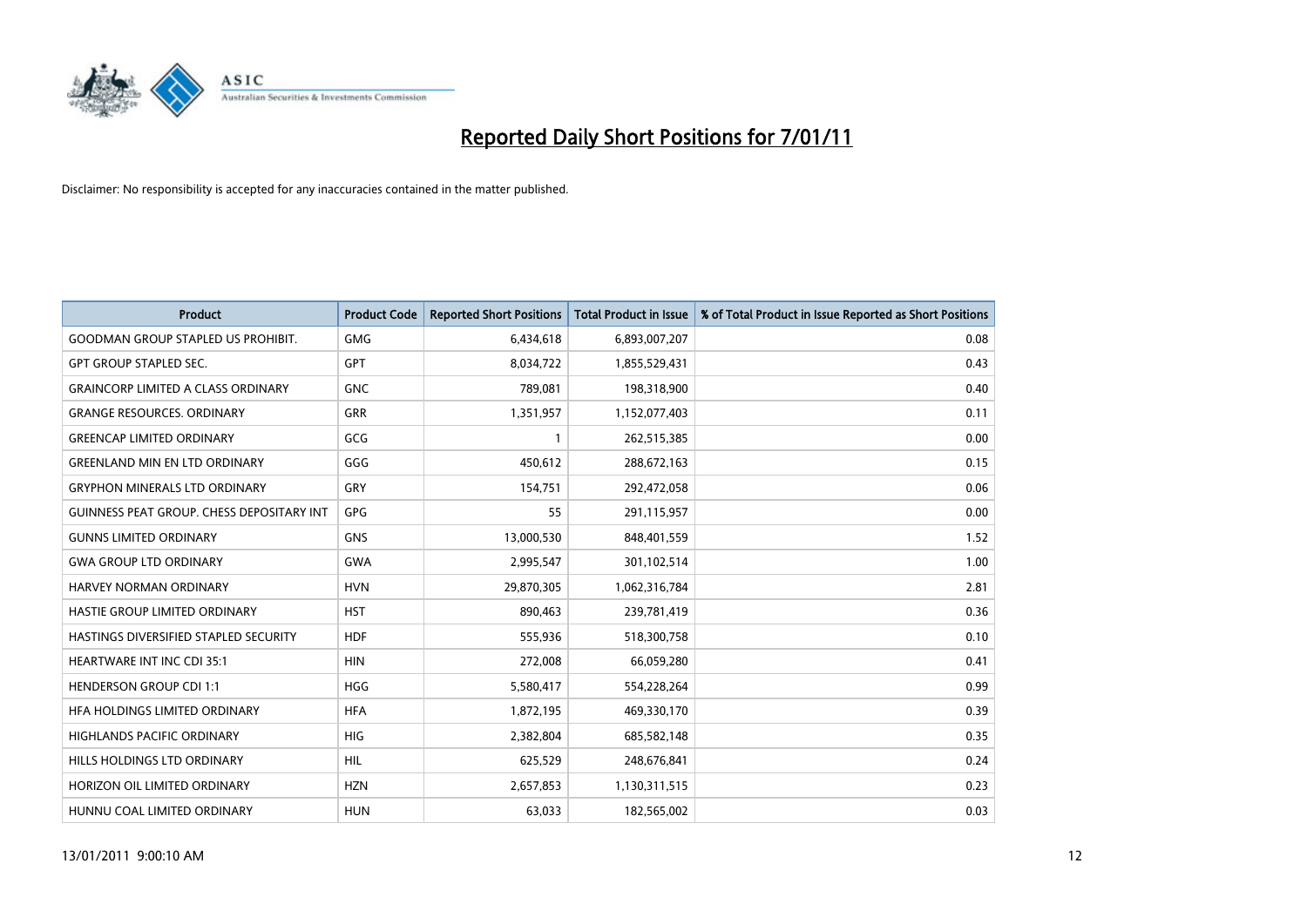# Reported Daily Short Positions for 7/01/11

Disclaimer: No responsibility is accepted for any inaccuracies contained in the matter published.

| Product | Product Code | Reported Short Positions | Total Product in Issue | % of Total Product in Issue Reported as Short Positions |
|---|---|---|---|---|
| GOODMAN GROUP STAPLED US PROHIBIT. | GMG | 6,434,618 | 6,893,007,207 | 0.08 |
| GPT GROUP STAPLED SEC. | GPT | 8,034,722 | 1,855,529,431 | 0.43 |
| GRAINCORP LIMITED A CLASS ORDINARY | GNC | 789,081 | 198,318,900 | 0.40 |
| GRANGE RESOURCES. ORDINARY | GRR | 1,351,957 | 1,152,077,403 | 0.11 |
| GREENCAP LIMITED ORDINARY | GCG | 1 | 262,515,385 | 0.00 |
| GREENLAND MIN EN LTD ORDINARY | GGG | 450,612 | 288,672,163 | 0.15 |
| GRYPHON MINERALS LTD ORDINARY | GRY | 154,751 | 292,472,058 | 0.06 |
| GUINNESS PEAT GROUP. CHESS DEPOSITARY INT | GPG | 55 | 291,115,957 | 0.00 |
| GUNNS LIMITED ORDINARY | GNS | 13,000,530 | 848,401,559 | 1.52 |
| GWA GROUP LTD ORDINARY | GWA | 2,995,547 | 301,102,514 | 1.00 |
| HARVEY NORMAN ORDINARY | HVN | 29,870,305 | 1,062,316,784 | 2.81 |
| HASTIE GROUP LIMITED ORDINARY | HST | 890,463 | 239,781,419 | 0.36 |
| HASTINGS DIVERSIFIED STAPLED SECURITY | HDF | 555,936 | 518,300,758 | 0.10 |
| HEARTWARE INT INC CDI 35:1 | HIN | 272,008 | 66,059,280 | 0.41 |
| HENDERSON GROUP CDI 1:1 | HGG | 5,580,417 | 554,228,264 | 0.99 |
| HFA HOLDINGS LIMITED ORDINARY | HFA | 1,872,195 | 469,330,170 | 0.39 |
| HIGHLANDS PACIFIC ORDINARY | HIG | 2,382,804 | 685,582,148 | 0.35 |
| HILLS HOLDINGS LTD ORDINARY | HIL | 625,529 | 248,676,841 | 0.24 |
| HORIZON OIL LIMITED ORDINARY | HZN | 2,657,853 | 1,130,311,515 | 0.23 |
| HUNNU COAL LIMITED ORDINARY | HUN | 63,033 | 182,565,002 | 0.03 |

13/01/2011 9:00:10 AM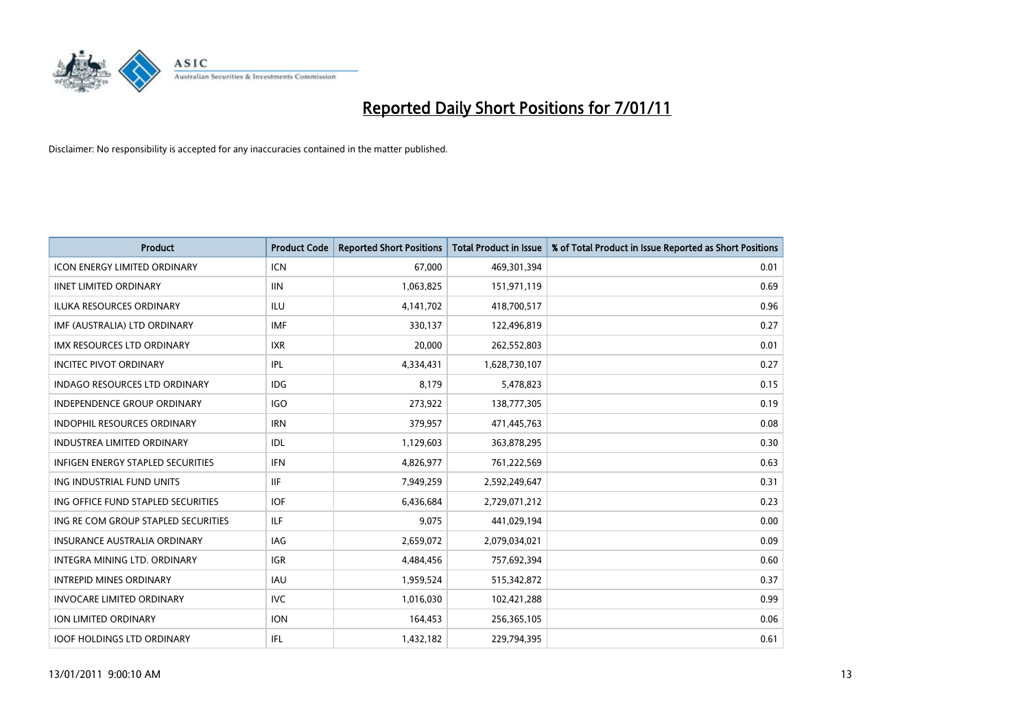# Reported Daily Short Positions for 7/01/11

Disclaimer: No responsibility is accepted for any inaccuracies contained in the matter published.

| Product | Product Code | Reported Short Positions | Total Product in Issue | % of Total Product in Issue Reported as Short Positions |
| --- | --- | --- | --- | --- |
| ICON ENERGY LIMITED ORDINARY | ICN | 67,000 | 469,301,394 | 0.01 |
| IINET LIMITED ORDINARY | IIN | 1,063,825 | 151,971,119 | 0.69 |
| ILUKA RESOURCES ORDINARY | ILU | 4,141,702 | 418,700,517 | 0.96 |
| IMF (AUSTRALIA) LTD ORDINARY | IMF | 330,137 | 122,496,819 | 0.27 |
| IMX RESOURCES LTD ORDINARY | IXR | 20,000 | 262,552,803 | 0.01 |
| INCITEC PIVOT ORDINARY | IPL | 4,334,431 | 1,628,730,107 | 0.27 |
| INDAGO RESOURCES LTD ORDINARY | IDG | 8,179 | 5,478,823 | 0.15 |
| INDEPENDENCE GROUP ORDINARY | IGO | 273,922 | 138,777,305 | 0.19 |
| INDOPHIL RESOURCES ORDINARY | IRN | 379,957 | 471,445,763 | 0.08 |
| INDUSTREA LIMITED ORDINARY | IDL | 1,129,603 | 363,878,295 | 0.30 |
| INFIGEN ENERGY STAPLED SECURITIES | IFN | 4,826,977 | 761,222,569 | 0.63 |
| ING INDUSTRIAL FUND UNITS | IIF | 7,949,259 | 2,592,249,647 | 0.31 |
| ING OFFICE FUND STAPLED SECURITIES | IOF | 6,436,684 | 2,729,071,212 | 0.23 |
| ING RE COM GROUP STAPLED SECURITIES | ILF | 9,075 | 441,029,194 | 0.00 |
| INSURANCE AUSTRALIA ORDINARY | IAG | 2,659,072 | 2,079,034,021 | 0.09 |
| INTEGRA MINING LTD. ORDINARY | IGR | 4,484,456 | 757,692,394 | 0.60 |
| INTREPID MINES ORDINARY | IAU | 1,959,524 | 515,342,872 | 0.37 |
| INVOCARE LIMITED ORDINARY | IVC | 1,016,030 | 102,421,288 | 0.99 |
| ION LIMITED ORDINARY | ION | 164,453 | 256,365,105 | 0.06 |
| IOOF HOLDINGS LTD ORDINARY | IFL | 1,432,182 | 229,794,395 | 0.61 |

13/01/2011 9:00:10 AM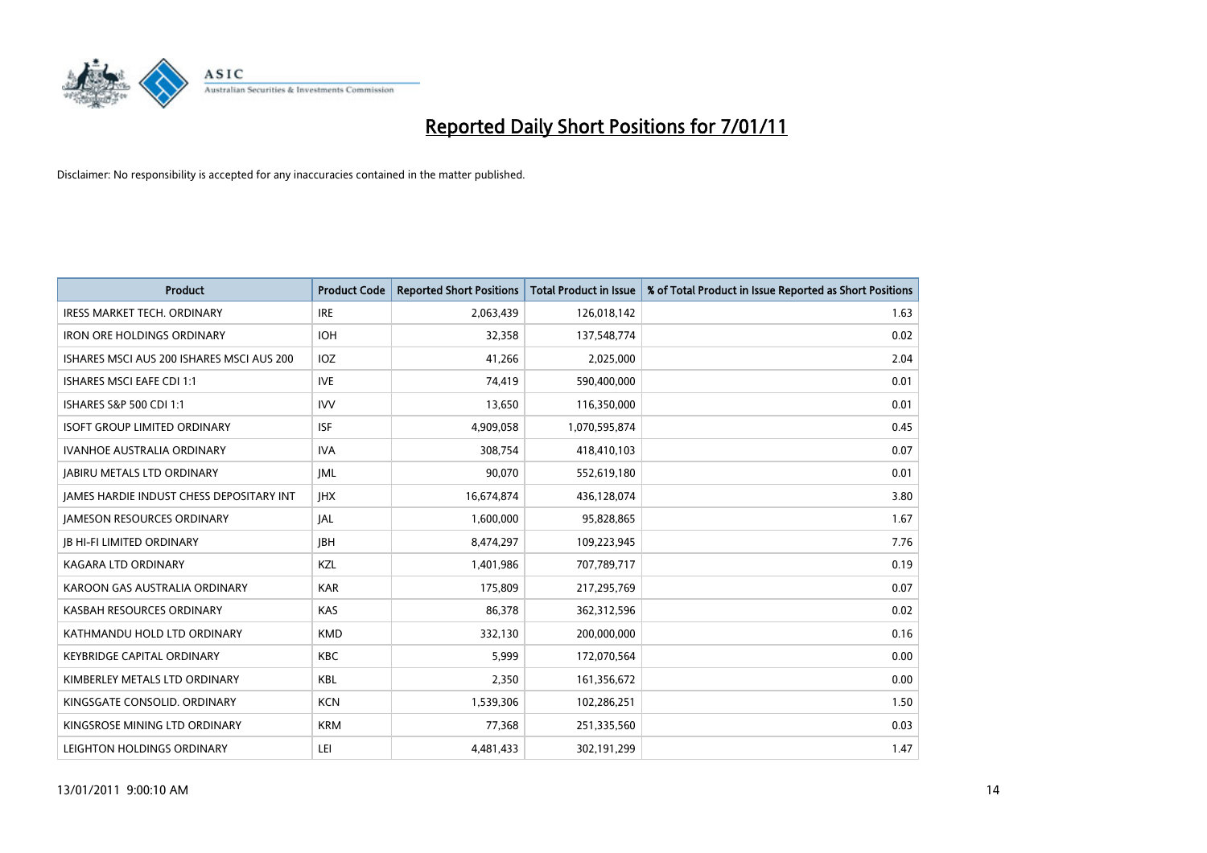# Reported Daily Short Positions for 7/01/11

Disclaimer: No responsibility is accepted for any inaccuracies contained in the matter published.

| Product | Product Code | Reported Short Positions | Total Product in Issue | % of Total Product in Issue Reported as Short Positions |
|---|---|---|---|---|
| IRESS MARKET TECH. ORDINARY | IRE | 2,063,439 | 126,018,142 | 1.63 |
| IRON ORE HOLDINGS ORDINARY | IOH | 32,358 | 137,548,774 | 0.02 |
| ISHARES MSCI AUS 200 ISHARES MSCI AUS 200 | IOZ | 41,266 | 2,025,000 | 2.04 |
| ISHARES MSCI EAFE CDI 1:1 | IVE | 74,419 | 590,400,000 | 0.01 |
| ISHARES S&P 500 CDI 1:1 | IVV | 13,650 | 116,350,000 | 0.01 |
| ISOFT GROUP LIMITED ORDINARY | ISF | 4,909,058 | 1,070,595,874 | 0.45 |
| IVANHOE AUSTRALIA ORDINARY | IVA | 308,754 | 418,410,103 | 0.07 |
| JABIRU METALS LTD ORDINARY | JML | 90,070 | 552,619,180 | 0.01 |
| JAMES HARDIE INDUST CHESS DEPOSITARY INT | JHX | 16,674,874 | 436,128,074 | 3.80 |
| JAMESON RESOURCES ORDINARY | JAL | 1,600,000 | 95,828,865 | 1.67 |
| JB HI-FI LIMITED ORDINARY | JBH | 8,474,297 | 109,223,945 | 7.76 |
| KAGARA LTD ORDINARY | KZL | 1,401,986 | 707,789,717 | 0.19 |
| KAROON GAS AUSTRALIA ORDINARY | KAR | 175,809 | 217,295,769 | 0.07 |
| KASBAH RESOURCES ORDINARY | KAS | 86,378 | 362,312,596 | 0.02 |
| KATHMANDU HOLD LTD ORDINARY | KMD | 332,130 | 200,000,000 | 0.16 |
| KEYBRIDGE CAPITAL ORDINARY | KBC | 5,999 | 172,070,564 | 0.00 |
| KIMBERLEY METALS LTD ORDINARY | KBL | 2,350 | 161,356,672 | 0.00 |
| KINGSGATE CONSOLID. ORDINARY | KCN | 1,539,306 | 102,286,251 | 1.50 |
| KINGSROSE MINING LTD ORDINARY | KRM | 77,368 | 251,335,560 | 0.03 |
| LEIGHTON HOLDINGS ORDINARY | LEI | 4,481,433 | 302,191,299 | 1.47 |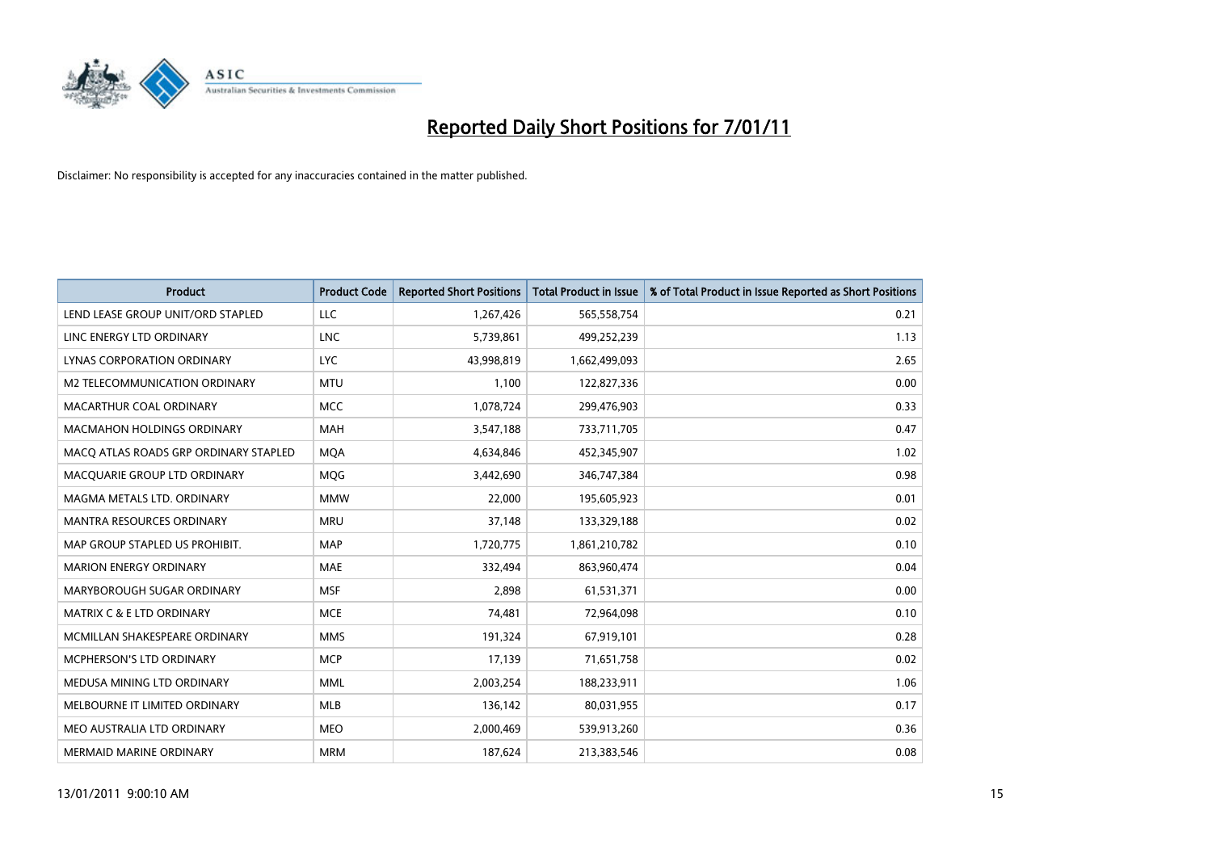# Reported Daily Short Positions for 7/01/11

Disclaimer: No responsibility is accepted for any inaccuracies contained in the matter published.

| Product | Product Code | Reported Short Positions | Total Product in Issue | % of Total Product in Issue Reported as Short Positions |
|---|---|---|---|---|
| LEND LEASE GROUP UNIT/ORD STAPLED | LLC | 1,267,426 | 565,558,754 | 0.21 |
| LINC ENERGY LTD ORDINARY | LNC | 5,739,861 | 499,252,239 | 1.13 |
| LYNAS CORPORATION ORDINARY | LYC | 43,998,819 | 1,662,499,093 | 2.65 |
| M2 TELECOMMUNICATION ORDINARY | MTU | 1,100 | 122,827,336 | 0.00 |
| MACARTHUR COAL ORDINARY | MCC | 1,078,724 | 299,476,903 | 0.33 |
| MACMAHON HOLDINGS ORDINARY | MAH | 3,547,188 | 733,711,705 | 0.47 |
| MACQ ATLAS ROADS GRP ORDINARY STAPLED | MQA | 4,634,846 | 452,345,907 | 1.02 |
| MACQUARIE GROUP LTD ORDINARY | MQG | 3,442,690 | 346,747,384 | 0.98 |
| MAGMA METALS LTD. ORDINARY | MMW | 22,000 | 195,605,923 | 0.01 |
| MANTRA RESOURCES ORDINARY | MRU | 37,148 | 133,329,188 | 0.02 |
| MAP GROUP STAPLED US PROHIBIT. | MAP | 1,720,775 | 1,861,210,782 | 0.10 |
| MARION ENERGY ORDINARY | MAE | 332,494 | 863,960,474 | 0.04 |
| MARYBOROUGH SUGAR ORDINARY | MSF | 2,898 | 61,531,371 | 0.00 |
| MATRIX C & E LTD ORDINARY | MCE | 74,481 | 72,964,098 | 0.10 |
| MCMILLAN SHAKESPEARE ORDINARY | MMS | 191,324 | 67,919,101 | 0.28 |
| MCPHERSON'S LTD ORDINARY | MCP | 17,139 | 71,651,758 | 0.02 |
| MEDUSA MINING LTD ORDINARY | MML | 2,003,254 | 188,233,911 | 1.06 |
| MELBOURNE IT LIMITED ORDINARY | MLB | 136,142 | 80,031,955 | 0.17 |
| MEO AUSTRALIA LTD ORDINARY | MEO | 2,000,469 | 539,913,260 | 0.36 |
| MERMAID MARINE ORDINARY | MRM | 187,624 | 213,383,546 | 0.08 |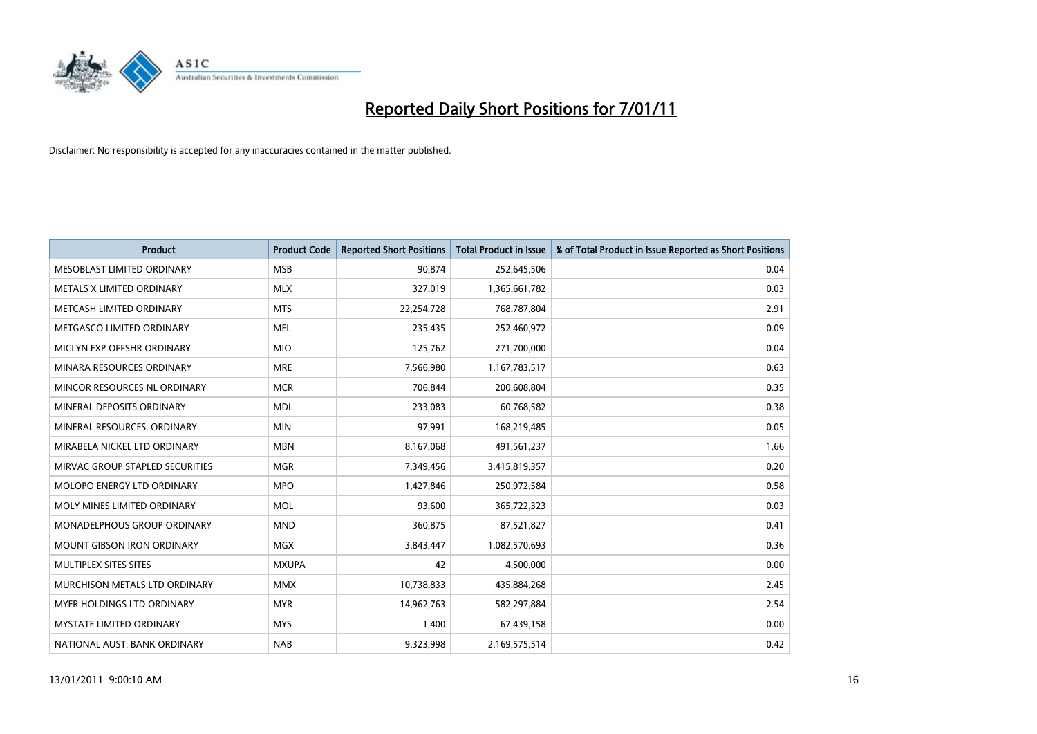# Reported Daily Short Positions for 7/01/11

Disclaimer: No responsibility is accepted for any inaccuracies contained in the matter published.

| Product | Product Code | Reported Short Positions | Total Product in Issue | % of Total Product in Issue Reported as Short Positions |
|---|---|---|---|---|
| MESOBLAST LIMITED ORDINARY | MSB | 90,874 | 252,645,506 | 0.04 |
| METALS X LIMITED ORDINARY | MLX | 327,019 | 1,365,661,782 | 0.03 |
| METCASH LIMITED ORDINARY | MTS | 22,254,728 | 768,787,804 | 2.91 |
| METGASCO LIMITED ORDINARY | MEL | 235,435 | 252,460,972 | 0.09 |
| MICLYN EXP OFFSHR ORDINARY | MIO | 125,762 | 271,700,000 | 0.04 |
| MINARA RESOURCES ORDINARY | MRE | 7,566,980 | 1,167,783,517 | 0.63 |
| MINCOR RESOURCES NL ORDINARY | MCR | 706,844 | 200,608,804 | 0.35 |
| MINERAL DEPOSITS ORDINARY | MDL | 233,083 | 60,768,582 | 0.38 |
| MINERAL RESOURCES. ORDINARY | MIN | 97,991 | 168,219,485 | 0.05 |
| MIRABELA NICKEL LTD ORDINARY | MBN | 8,167,068 | 491,561,237 | 1.66 |
| MIRVAC GROUP STAPLED SECURITIES | MGR | 7,349,456 | 3,415,819,357 | 0.20 |
| MOLOPO ENERGY LTD ORDINARY | MPO | 1,427,846 | 250,972,584 | 0.58 |
| MOLY MINES LIMITED ORDINARY | MOL | 93,600 | 365,722,323 | 0.03 |
| MONADELPHOUS GROUP ORDINARY | MND | 360,875 | 87,521,827 | 0.41 |
| MOUNT GIBSON IRON ORDINARY | MGX | 3,843,447 | 1,082,570,693 | 0.36 |
| MULTIPLEX SITES SITES | MXUPA | 42 | 4,500,000 | 0.00 |
| MURCHISON METALS LTD ORDINARY | MMX | 10,738,833 | 435,884,268 | 2.45 |
| MYER HOLDINGS LTD ORDINARY | MYR | 14,962,763 | 582,297,884 | 2.54 |
| MYSTATE LIMITED ORDINARY | MYS | 1,400 | 67,439,158 | 0.00 |
| NATIONAL AUST. BANK ORDINARY | NAB | 9,323,998 | 2,169,575,514 | 0.42 |

13/01/2011 9:00:10 AM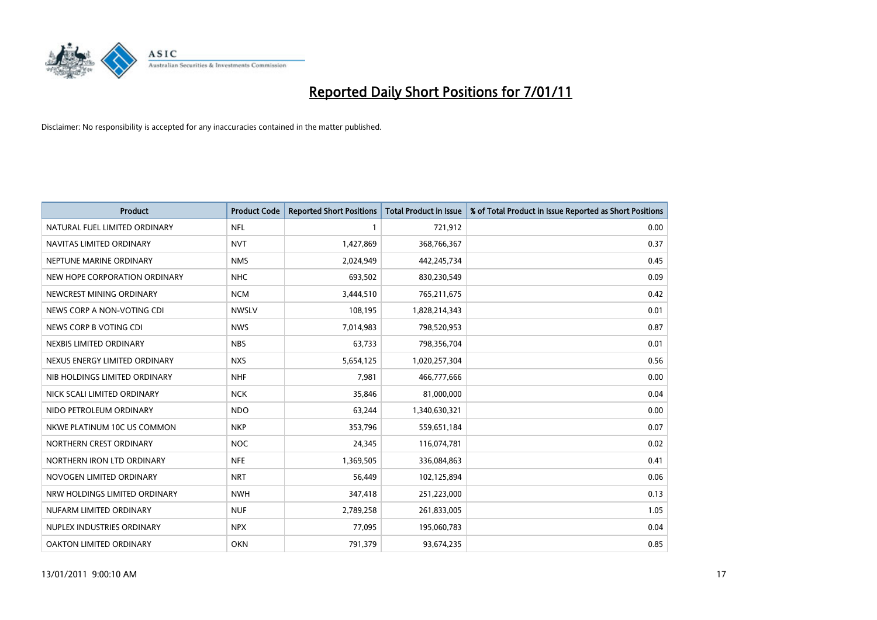# Reported Daily Short Positions for 7/01/11

Disclaimer: No responsibility is accepted for any inaccuracies contained in the matter published.

| Product | Product Code | Reported Short Positions | Total Product in Issue | % of Total Product in Issue Reported as Short Positions |
|---|---|---|---|---|
| NATURAL FUEL LIMITED ORDINARY | NFL | 1 | 721,912 | 0.00 |
| NAVITAS LIMITED ORDINARY | NVT | 1,427,869 | 368,766,367 | 0.37 |
| NEPTUNE MARINE ORDINARY | NMS | 2,024,949 | 442,245,734 | 0.45 |
| NEW HOPE CORPORATION ORDINARY | NHC | 693,502 | 830,230,549 | 0.09 |
| NEWCREST MINING ORDINARY | NCM | 3,444,510 | 765,211,675 | 0.42 |
| NEWS CORP A NON-VOTING CDI | NWSLV | 108,195 | 1,828,214,343 | 0.01 |
| NEWS CORP B VOTING CDI | NWS | 7,014,983 | 798,520,953 | 0.87 |
| NEXBIS LIMITED ORDINARY | NBS | 63,733 | 798,356,704 | 0.01 |
| NEXUS ENERGY LIMITED ORDINARY | NXS | 5,654,125 | 1,020,257,304 | 0.56 |
| NIB HOLDINGS LIMITED ORDINARY | NHF | 7,981 | 466,777,666 | 0.00 |
| NICK SCALI LIMITED ORDINARY | NCK | 35,846 | 81,000,000 | 0.04 |
| NIDO PETROLEUM ORDINARY | NDO | 63,244 | 1,340,630,321 | 0.00 |
| NKWE PLATINUM 10C US COMMON | NKP | 353,796 | 559,651,184 | 0.07 |
| NORTHERN CREST ORDINARY | NOC | 24,345 | 116,074,781 | 0.02 |
| NORTHERN IRON LTD ORDINARY | NFE | 1,369,505 | 336,084,863 | 0.41 |
| NOVOGEN LIMITED ORDINARY | NRT | 56,449 | 102,125,894 | 0.06 |
| NRW HOLDINGS LIMITED ORDINARY | NWH | 347,418 | 251,223,000 | 0.13 |
| NUFARM LIMITED ORDINARY | NUF | 2,789,258 | 261,833,005 | 1.05 |
| NUPLEX INDUSTRIES ORDINARY | NPX | 77,095 | 195,060,783 | 0.04 |
| OAKTON LIMITED ORDINARY | OKN | 791,379 | 93,674,235 | 0.85 |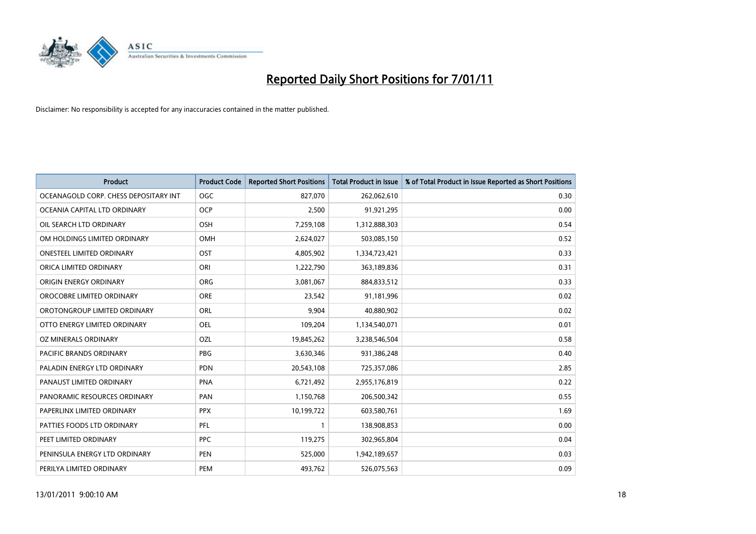# Reported Daily Short Positions for 7/01/11

Disclaimer: No responsibility is accepted for any inaccuracies contained in the matter published.

| Product | Product Code | Reported Short Positions | Total Product in Issue | % of Total Product in Issue Reported as Short Positions |
|---|---|---|---|---|
| OCEANAGOLD CORP. CHESS DEPOSITARY INT | OGC | 827,070 | 262,062,610 | 0.30 |
| OCEANIA CAPITAL LTD ORDINARY | OCP | 2,500 | 91,921,295 | 0.00 |
| OIL SEARCH LTD ORDINARY | OSH | 7,259,108 | 1,312,888,303 | 0.54 |
| OM HOLDINGS LIMITED ORDINARY | OMH | 2,624,027 | 503,085,150 | 0.52 |
| ONESTEEL LIMITED ORDINARY | OST | 4,805,902 | 1,334,723,421 | 0.33 |
| ORICA LIMITED ORDINARY | ORI | 1,222,790 | 363,189,836 | 0.31 |
| ORIGIN ENERGY ORDINARY | ORG | 3,081,067 | 884,833,512 | 0.33 |
| OROCOBRE LIMITED ORDINARY | ORE | 23,542 | 91,181,996 | 0.02 |
| OROTONGROUP LIMITED ORDINARY | ORL | 9,904 | 40,880,902 | 0.02 |
| OTTO ENERGY LIMITED ORDINARY | OEL | 109,204 | 1,134,540,071 | 0.01 |
| OZ MINERALS ORDINARY | OZL | 19,845,262 | 3,238,546,504 | 0.58 |
| PACIFIC BRANDS ORDINARY | PBG | 3,630,346 | 931,386,248 | 0.40 |
| PALADIN ENERGY LTD ORDINARY | PDN | 20,543,108 | 725,357,086 | 2.85 |
| PANAUST LIMITED ORDINARY | PNA | 6,721,492 | 2,955,176,819 | 0.22 |
| PANORAMIC RESOURCES ORDINARY | PAN | 1,150,768 | 206,500,342 | 0.55 |
| PAPERLINX LIMITED ORDINARY | PPX | 10,199,722 | 603,580,761 | 1.69 |
| PATTIES FOODS LTD ORDINARY | PFL | 1 | 138,908,853 | 0.00 |
| PEET LIMITED ORDINARY | PPC | 119,275 | 302,965,804 | 0.04 |
| PENINSULA ENERGY LTD ORDINARY | PEN | 525,000 | 1,942,189,657 | 0.03 |
| PERILYA LIMITED ORDINARY | PEM | 493,762 | 526,075,563 | 0.09 |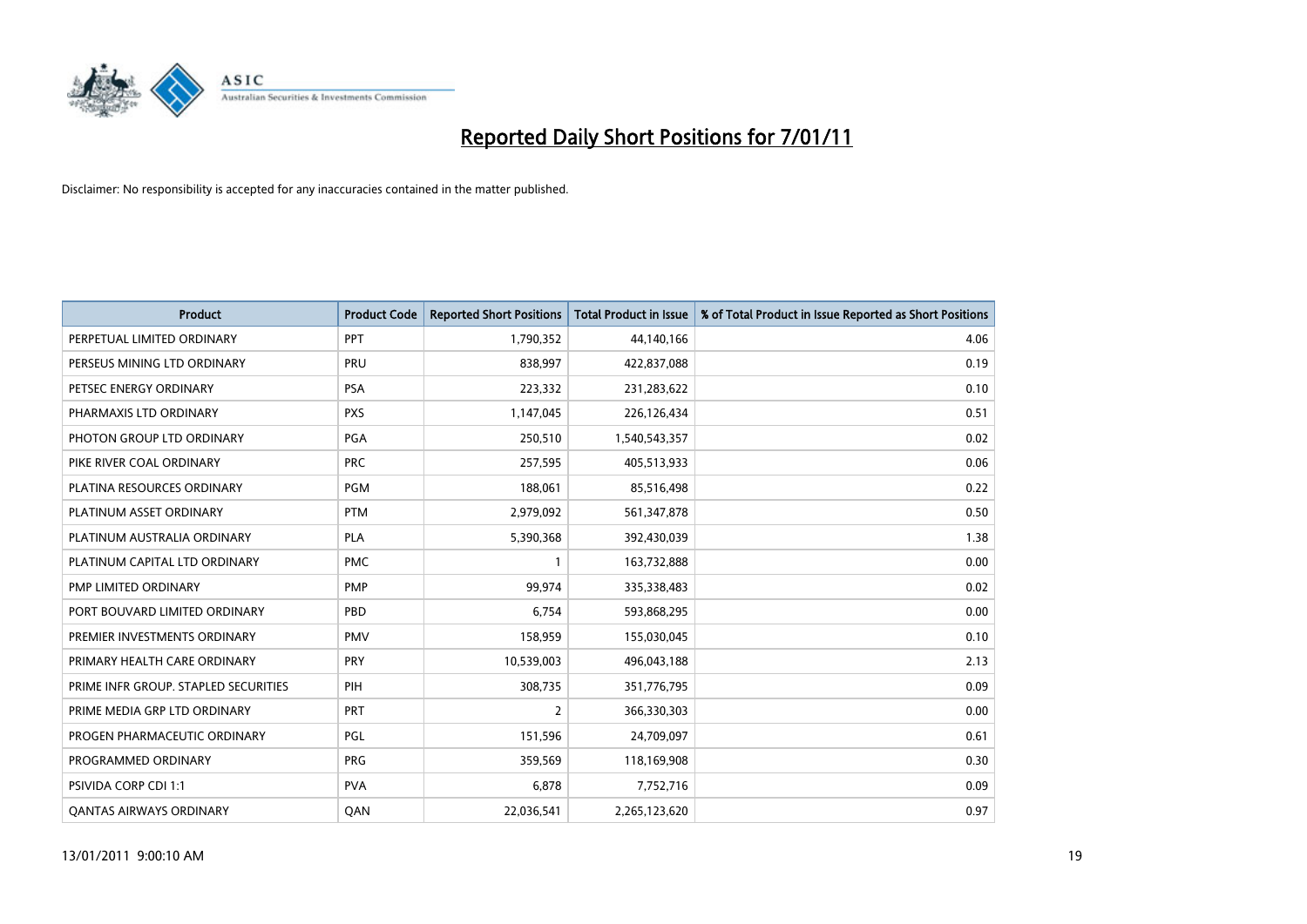# Reported Daily Short Positions for 7/01/11

Disclaimer: No responsibility is accepted for any inaccuracies contained in the matter published.

| Product | Product Code | Reported Short Positions | Total Product in Issue | % of Total Product in Issue Reported as Short Positions |
|---|---|---|---|---|
| PERPETUAL LIMITED ORDINARY | PPT | 1,790,352 | 44,140,166 | 4.06 |
| PERSEUS MINING LTD ORDINARY | PRU | 838,997 | 422,837,088 | 0.19 |
| PETSEC ENERGY ORDINARY | PSA | 223,332 | 231,283,622 | 0.10 |
| PHARMAXIS LTD ORDINARY | PXS | 1,147,045 | 226,126,434 | 0.51 |
| PHOTON GROUP LTD ORDINARY | PGA | 250,510 | 1,540,543,357 | 0.02 |
| PIKE RIVER COAL ORDINARY | PRC | 257,595 | 405,513,933 | 0.06 |
| PLATINA RESOURCES ORDINARY | PGM | 188,061 | 85,516,498 | 0.22 |
| PLATINUM ASSET ORDINARY | PTM | 2,979,092 | 561,347,878 | 0.50 |
| PLATINUM AUSTRALIA ORDINARY | PLA | 5,390,368 | 392,430,039 | 1.38 |
| PLATINUM CAPITAL LTD ORDINARY | PMC | 1 | 163,732,888 | 0.00 |
| PMP LIMITED ORDINARY | PMP | 99,974 | 335,338,483 | 0.02 |
| PORT BOUVARD LIMITED ORDINARY | PBD | 6,754 | 593,868,295 | 0.00 |
| PREMIER INVESTMENTS ORDINARY | PMV | 158,959 | 155,030,045 | 0.10 |
| PRIMARY HEALTH CARE ORDINARY | PRY | 10,539,003 | 496,043,188 | 2.13 |
| PRIME INFR GROUP. STAPLED SECURITIES | PIH | 308,735 | 351,776,795 | 0.09 |
| PRIME MEDIA GRP LTD ORDINARY | PRT | 2 | 366,330,303 | 0.00 |
| PROGEN PHARMACEUTIC ORDINARY | PGL | 151,596 | 24,709,097 | 0.61 |
| PROGRAMMED ORDINARY | PRG | 359,569 | 118,169,908 | 0.30 |
| PSIVIDA CORP CDI 1:1 | PVA | 6,878 | 7,752,716 | 0.09 |
| QANTAS AIRWAYS ORDINARY | QAN | 22,036,541 | 2,265,123,620 | 0.97 |

13/01/2011 9:00:10 AM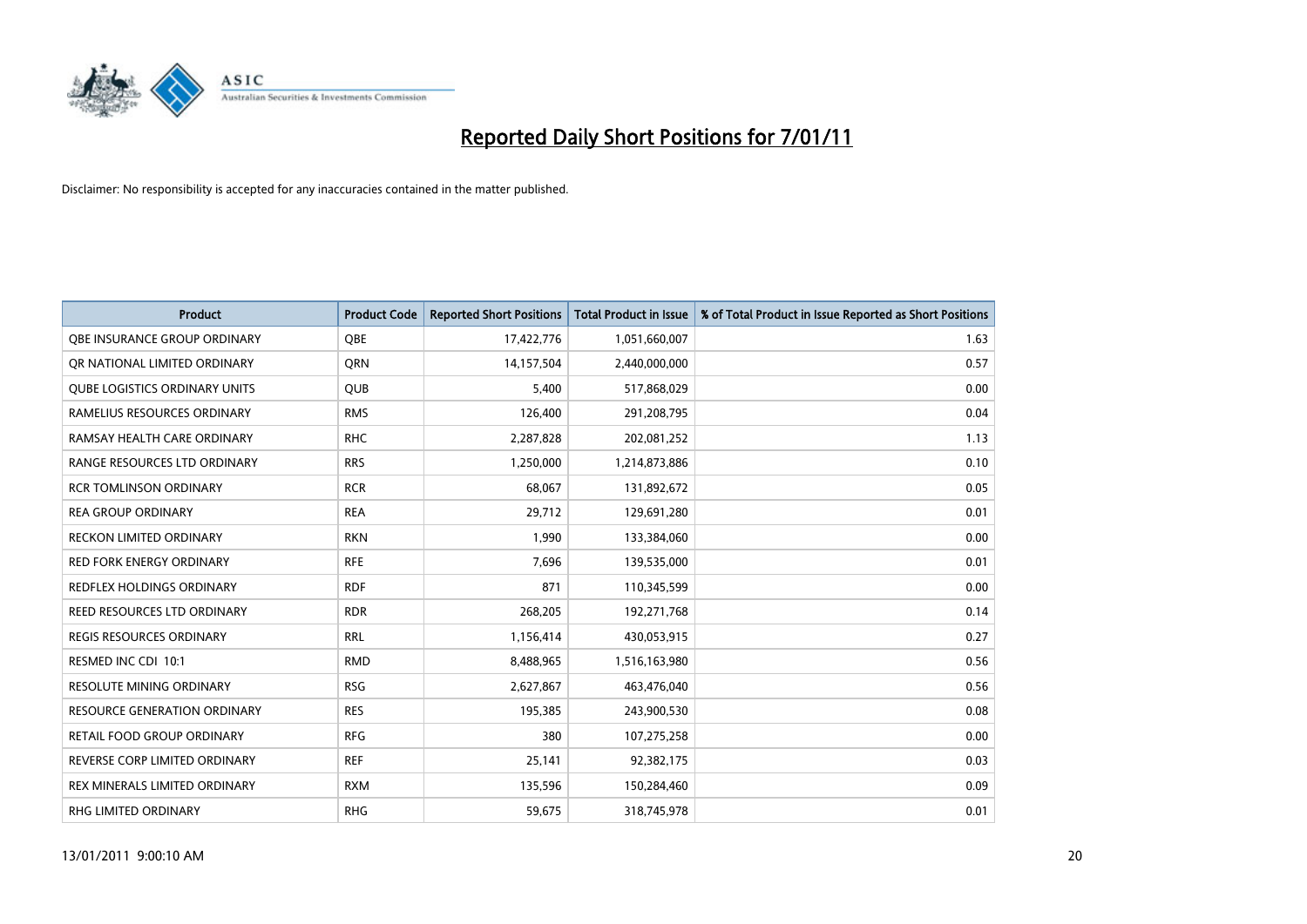# Reported Daily Short Positions for 7/01/11

Disclaimer: No responsibility is accepted for any inaccuracies contained in the matter published.

| Product | Product Code | Reported Short Positions | Total Product in Issue | % of Total Product in Issue Reported as Short Positions |
|---|---|---|---|---|
| QBE INSURANCE GROUP ORDINARY | QBE | 17,422,776 | 1,051,660,007 | 1.63 |
| QR NATIONAL LIMITED ORDINARY | QRN | 14,157,504 | 2,440,000,000 | 0.57 |
| QUBE LOGISTICS ORDINARY UNITS | QUB | 5,400 | 517,868,029 | 0.00 |
| RAMELIUS RESOURCES ORDINARY | RMS | 126,400 | 291,208,795 | 0.04 |
| RAMSAY HEALTH CARE ORDINARY | RHC | 2,287,828 | 202,081,252 | 1.13 |
| RANGE RESOURCES LTD ORDINARY | RRS | 1,250,000 | 1,214,873,886 | 0.10 |
| RCR TOMLINSON ORDINARY | RCR | 68,067 | 131,892,672 | 0.05 |
| REA GROUP ORDINARY | REA | 29,712 | 129,691,280 | 0.01 |
| RECKON LIMITED ORDINARY | RKN | 1,990 | 133,384,060 | 0.00 |
| RED FORK ENERGY ORDINARY | RFE | 7,696 | 139,535,000 | 0.01 |
| REDFLEX HOLDINGS ORDINARY | RDF | 871 | 110,345,599 | 0.00 |
| REED RESOURCES LTD ORDINARY | RDR | 268,205 | 192,271,768 | 0.14 |
| REGIS RESOURCES ORDINARY | RRL | 1,156,414 | 430,053,915 | 0.27 |
| RESMED INC CDI 10:1 | RMD | 8,488,965 | 1,516,163,980 | 0.56 |
| RESOLUTE MINING ORDINARY | RSG | 2,627,867 | 463,476,040 | 0.56 |
| RESOURCE GENERATION ORDINARY | RES | 195,385 | 243,900,530 | 0.08 |
| RETAIL FOOD GROUP ORDINARY | RFG | 380 | 107,275,258 | 0.00 |
| REVERSE CORP LIMITED ORDINARY | REF | 25,141 | 92,382,175 | 0.03 |
| REX MINERALS LIMITED ORDINARY | RXM | 135,596 | 150,284,460 | 0.09 |
| RHG LIMITED ORDINARY | RHG | 59,675 | 318,745,978 | 0.01 |

13/01/2011 9:00:10 AM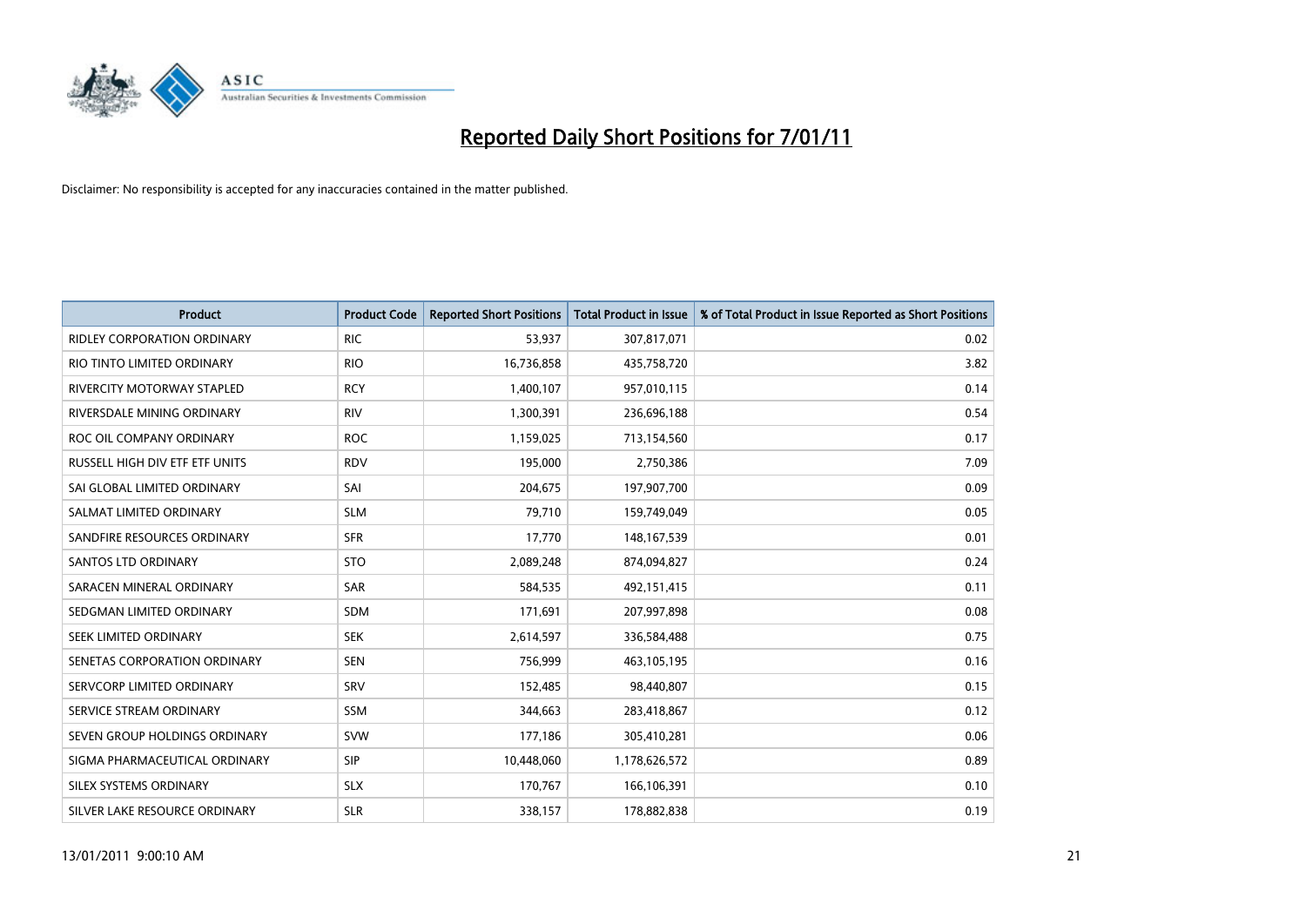# Reported Daily Short Positions for 7/01/11

Disclaimer: No responsibility is accepted for any inaccuracies contained in the matter published.

| Product | Product Code | Reported Short Positions | Total Product in Issue | % of Total Product in Issue Reported as Short Positions |
|---|---|---|---|---|
| RIDLEY CORPORATION ORDINARY | RIC | 53,937 | 307,817,071 | 0.02 |
| RIO TINTO LIMITED ORDINARY | RIO | 16,736,858 | 435,758,720 | 3.82 |
| RIVERCITY MOTORWAY STAPLED | RCY | 1,400,107 | 957,010,115 | 0.14 |
| RIVERSDALE MINING ORDINARY | RIV | 1,300,391 | 236,696,188 | 0.54 |
| ROC OIL COMPANY ORDINARY | ROC | 1,159,025 | 713,154,560 | 0.17 |
| RUSSELL HIGH DIV ETF ETF UNITS | RDV | 195,000 | 2,750,386 | 7.09 |
| SAI GLOBAL LIMITED ORDINARY | SAI | 204,675 | 197,907,700 | 0.09 |
| SALMAT LIMITED ORDINARY | SLM | 79,710 | 159,749,049 | 0.05 |
| SANDFIRE RESOURCES ORDINARY | SFR | 17,770 | 148,167,539 | 0.01 |
| SANTOS LTD ORDINARY | STO | 2,089,248 | 874,094,827 | 0.24 |
| SARACEN MINERAL ORDINARY | SAR | 584,535 | 492,151,415 | 0.11 |
| SEDGMAN LIMITED ORDINARY | SDM | 171,691 | 207,997,898 | 0.08 |
| SEEK LIMITED ORDINARY | SEK | 2,614,597 | 336,584,488 | 0.75 |
| SENETAS CORPORATION ORDINARY | SEN | 756,999 | 463,105,195 | 0.16 |
| SERVCORP LIMITED ORDINARY | SRV | 152,485 | 98,440,807 | 0.15 |
| SERVICE STREAM ORDINARY | SSM | 344,663 | 283,418,867 | 0.12 |
| SEVEN GROUP HOLDINGS ORDINARY | SVW | 177,186 | 305,410,281 | 0.06 |
| SIGMA PHARMACEUTICAL ORDINARY | SIP | 10,448,060 | 1,178,626,572 | 0.89 |
| SILEX SYSTEMS ORDINARY | SLX | 170,767 | 166,106,391 | 0.10 |
| SILVER LAKE RESOURCE ORDINARY | SLR | 338,157 | 178,882,838 | 0.19 |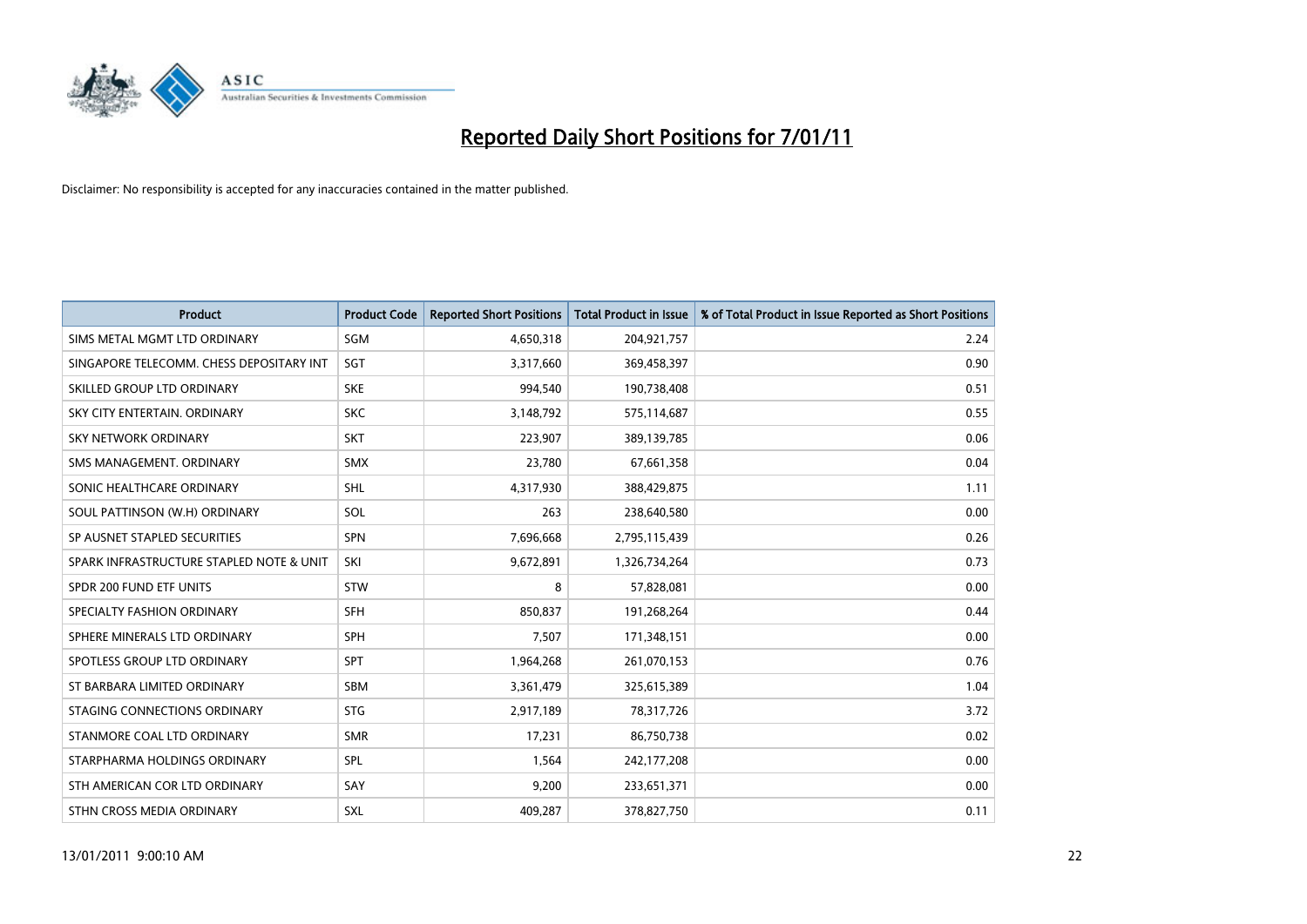# Reported Daily Short Positions for 7/01/11

Disclaimer: No responsibility is accepted for any inaccuracies contained in the matter published.

| Product | Product Code | Reported Short Positions | Total Product in Issue | % of Total Product in Issue Reported as Short Positions |
|---|---|---|---|---|
| SIMS METAL MGMT LTD ORDINARY | SGM | 4,650,318 | 204,921,757 | 2.24 |
| SINGAPORE TELECOMM. CHESS DEPOSITARY INT | SGT | 3,317,660 | 369,458,397 | 0.90 |
| SKILLED GROUP LTD ORDINARY | SKE | 994,540 | 190,738,408 | 0.51 |
| SKY CITY ENTERTAIN. ORDINARY | SKC | 3,148,792 | 575,114,687 | 0.55 |
| SKY NETWORK ORDINARY | SKT | 223,907 | 389,139,785 | 0.06 |
| SMS MANAGEMENT. ORDINARY | SMX | 23,780 | 67,661,358 | 0.04 |
| SONIC HEALTHCARE ORDINARY | SHL | 4,317,930 | 388,429,875 | 1.11 |
| SOUL PATTINSON (W.H) ORDINARY | SOL | 263 | 238,640,580 | 0.00 |
| SP AUSNET STAPLED SECURITIES | SPN | 7,696,668 | 2,795,115,439 | 0.26 |
| SPARK INFRASTRUCTURE STAPLED NOTE & UNIT | SKI | 9,672,891 | 1,326,734,264 | 0.73 |
| SPDR 200 FUND ETF UNITS | STW | 8 | 57,828,081 | 0.00 |
| SPECIALTY FASHION ORDINARY | SFH | 850,837 | 191,268,264 | 0.44 |
| SPHERE MINERALS LTD ORDINARY | SPH | 7,507 | 171,348,151 | 0.00 |
| SPOTLESS GROUP LTD ORDINARY | SPT | 1,964,268 | 261,070,153 | 0.76 |
| ST BARBARA LIMITED ORDINARY | SBM | 3,361,479 | 325,615,389 | 1.04 |
| STAGING CONNECTIONS ORDINARY | STG | 2,917,189 | 78,317,726 | 3.72 |
| STANMORE COAL LTD ORDINARY | SMR | 17,231 | 86,750,738 | 0.02 |
| STARPHARMA HOLDINGS ORDINARY | SPL | 1,564 | 242,177,208 | 0.00 |
| STH AMERICAN COR LTD ORDINARY | SAY | 9,200 | 233,651,371 | 0.00 |
| STHN CROSS MEDIA ORDINARY | SXL | 409,287 | 378,827,750 | 0.11 |

13/01/2011 9:00:10 AM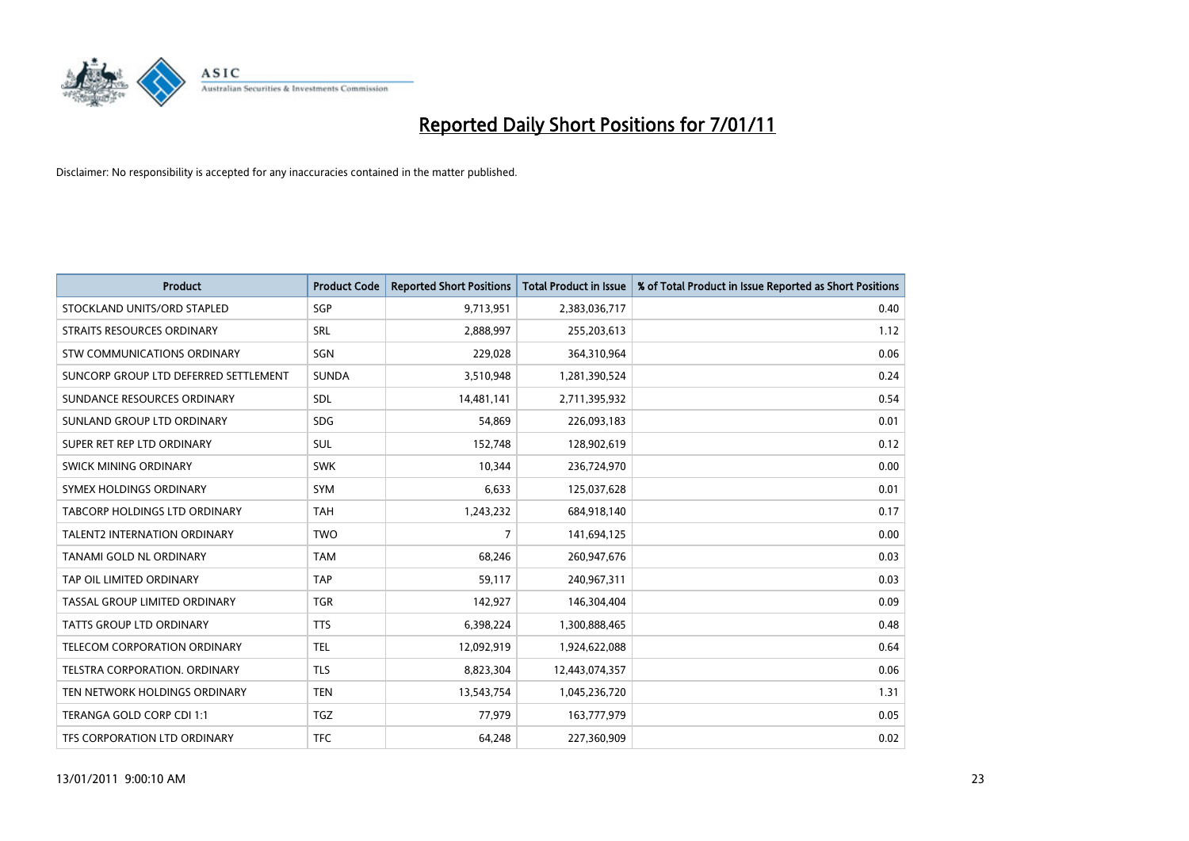# Reported Daily Short Positions for 7/01/11

Disclaimer: No responsibility is accepted for any inaccuracies contained in the matter published.

| Product | Product Code | Reported Short Positions | Total Product in Issue | % of Total Product in Issue Reported as Short Positions |
|---|---|---|---|---|
| STOCKLAND UNITS/ORD STAPLED | SGP | 9,713,951 | 2,383,036,717 | 0.40 |
| STRAITS RESOURCES ORDINARY | SRL | 2,888,997 | 255,203,613 | 1.12 |
| STW COMMUNICATIONS ORDINARY | SGN | 229,028 | 364,310,964 | 0.06 |
| SUNCORP GROUP LTD DEFERRED SETTLEMENT | SUNDA | 3,510,948 | 1,281,390,524 | 0.24 |
| SUNDANCE RESOURCES ORDINARY | SDL | 14,481,141 | 2,711,395,932 | 0.54 |
| SUNLAND GROUP LTD ORDINARY | SDG | 54,869 | 226,093,183 | 0.01 |
| SUPER RET REP LTD ORDINARY | SUL | 152,748 | 128,902,619 | 0.12 |
| SWICK MINING ORDINARY | SWK | 10,344 | 236,724,970 | 0.00 |
| SYMEX HOLDINGS ORDINARY | SYM | 6,633 | 125,037,628 | 0.01 |
| TABCORP HOLDINGS LTD ORDINARY | TAH | 1,243,232 | 684,918,140 | 0.17 |
| TALENT2 INTERNATION ORDINARY | TWO | 7 | 141,694,125 | 0.00 |
| TANAMI GOLD NL ORDINARY | TAM | 68,246 | 260,947,676 | 0.03 |
| TAP OIL LIMITED ORDINARY | TAP | 59,117 | 240,967,311 | 0.03 |
| TASSAL GROUP LIMITED ORDINARY | TGR | 142,927 | 146,304,404 | 0.09 |
| TATTS GROUP LTD ORDINARY | TTS | 6,398,224 | 1,300,888,465 | 0.48 |
| TELECOM CORPORATION ORDINARY | TEL | 12,092,919 | 1,924,622,088 | 0.64 |
| TELSTRA CORPORATION. ORDINARY | TLS | 8,823,304 | 12,443,074,357 | 0.06 |
| TEN NETWORK HOLDINGS ORDINARY | TEN | 13,543,754 | 1,045,236,720 | 1.31 |
| TERANGA GOLD CORP CDI 1:1 | TGZ | 77,979 | 163,777,979 | 0.05 |
| TFS CORPORATION LTD ORDINARY | TFC | 64,248 | 227,360,909 | 0.02 |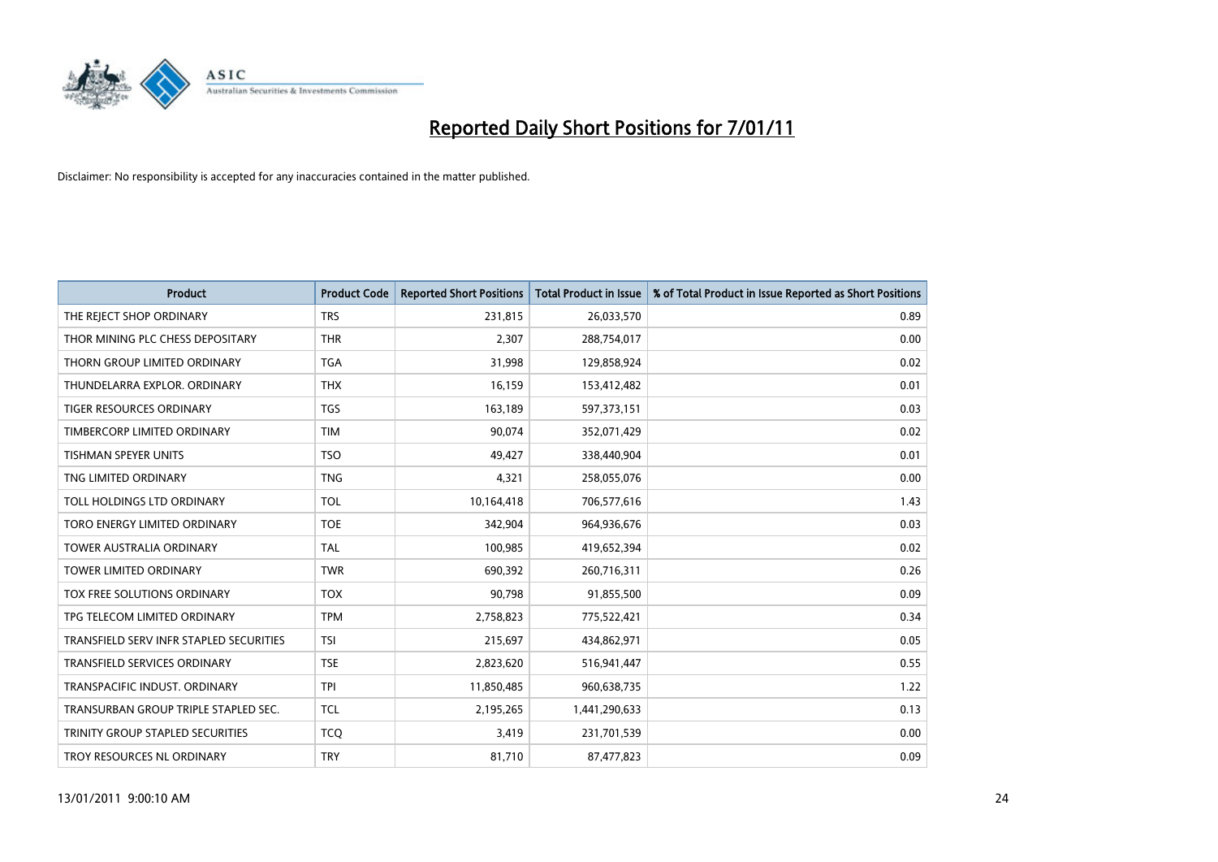# Reported Daily Short Positions for 7/01/11

Disclaimer: No responsibility is accepted for any inaccuracies contained in the matter published.

| Product | Product Code | Reported Short Positions | Total Product in Issue | % of Total Product in Issue Reported as Short Positions |
|---|---|---|---|---|
| THE REJECT SHOP ORDINARY | TRS | 231,815 | 26,033,570 | 0.89 |
| THOR MINING PLC CHESS DEPOSITARY | THR | 2,307 | 288,754,017 | 0.00 |
| THORN GROUP LIMITED ORDINARY | TGA | 31,998 | 129,858,924 | 0.02 |
| THUNDELARRA EXPLOR. ORDINARY | THX | 16,159 | 153,412,482 | 0.01 |
| TIGER RESOURCES ORDINARY | TGS | 163,189 | 597,373,151 | 0.03 |
| TIMBERCORP LIMITED ORDINARY | TIM | 90,074 | 352,071,429 | 0.02 |
| TISHMAN SPEYER UNITS | TSO | 49,427 | 338,440,904 | 0.01 |
| TNG LIMITED ORDINARY | TNG | 4,321 | 258,055,076 | 0.00 |
| TOLL HOLDINGS LTD ORDINARY | TOL | 10,164,418 | 706,577,616 | 1.43 |
| TORO ENERGY LIMITED ORDINARY | TOE | 342,904 | 964,936,676 | 0.03 |
| TOWER AUSTRALIA ORDINARY | TAL | 100,985 | 419,652,394 | 0.02 |
| TOWER LIMITED ORDINARY | TWR | 690,392 | 260,716,311 | 0.26 |
| TOX FREE SOLUTIONS ORDINARY | TOX | 90,798 | 91,855,500 | 0.09 |
| TPG TELECOM LIMITED ORDINARY | TPM | 2,758,823 | 775,522,421 | 0.34 |
| TRANSFIELD SERV INFR STAPLED SECURITIES | TSI | 215,697 | 434,862,971 | 0.05 |
| TRANSFIELD SERVICES ORDINARY | TSE | 2,823,620 | 516,941,447 | 0.55 |
| TRANSPACIFIC INDUST. ORDINARY | TPI | 11,850,485 | 960,638,735 | 1.22 |
| TRANSURBAN GROUP TRIPLE STAPLED SEC. | TCL | 2,195,265 | 1,441,290,633 | 0.13 |
| TRINITY GROUP STAPLED SECURITIES | TCQ | 3,419 | 231,701,539 | 0.00 |
| TROY RESOURCES NL ORDINARY | TRY | 81,710 | 87,477,823 | 0.09 |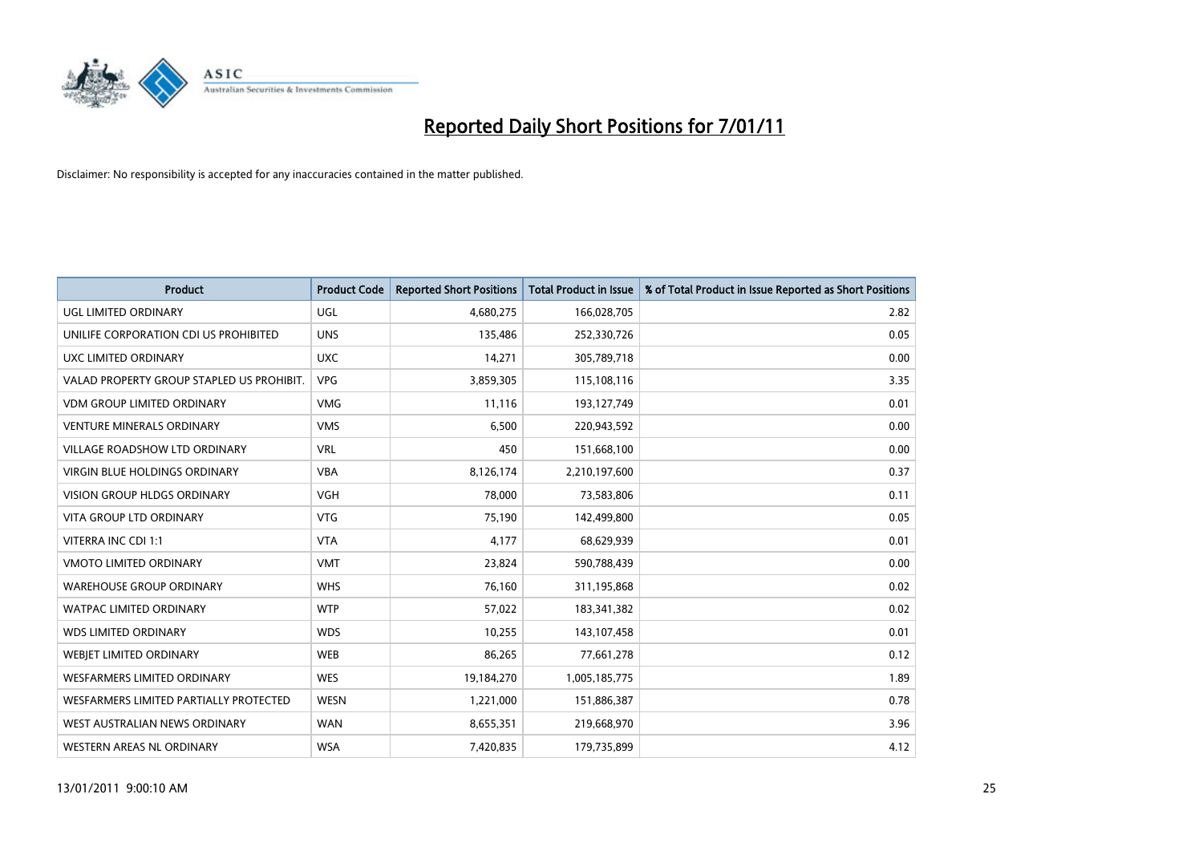# Reported Daily Short Positions for 7/01/11

Disclaimer: No responsibility is accepted for any inaccuracies contained in the matter published.

| Product | Product Code | Reported Short Positions | Total Product in Issue | % of Total Product in Issue Reported as Short Positions |
|---|---|---|---|---|
| UGL LIMITED ORDINARY | UGL | 4,680,275 | 166,028,705 | 2.82 |
| UNILIFE CORPORATION CDI US PROHIBITED | UNS | 135,486 | 252,330,726 | 0.05 |
| UXC LIMITED ORDINARY | UXC | 14,271 | 305,789,718 | 0.00 |
| VALAD PROPERTY GROUP STAPLED US PROHIBIT. | VPG | 3,859,305 | 115,108,116 | 3.35 |
| VDM GROUP LIMITED ORDINARY | VMG | 11,116 | 193,127,749 | 0.01 |
| VENTURE MINERALS ORDINARY | VMS | 6,500 | 220,943,592 | 0.00 |
| VILLAGE ROADSHOW LTD ORDINARY | VRL | 450 | 151,668,100 | 0.00 |
| VIRGIN BLUE HOLDINGS ORDINARY | VBA | 8,126,174 | 2,210,197,600 | 0.37 |
| VISION GROUP HLDGS ORDINARY | VGH | 78,000 | 73,583,806 | 0.11 |
| VITA GROUP LTD ORDINARY | VTG | 75,190 | 142,499,800 | 0.05 |
| VITERRA INC CDI 1:1 | VTA | 4,177 | 68,629,939 | 0.01 |
| VMOTO LIMITED ORDINARY | VMT | 23,824 | 590,788,439 | 0.00 |
| WAREHOUSE GROUP ORDINARY | WHS | 76,160 | 311,195,868 | 0.02 |
| WATPAC LIMITED ORDINARY | WTP | 57,022 | 183,341,382 | 0.02 |
| WDS LIMITED ORDINARY | WDS | 10,255 | 143,107,458 | 0.01 |
| WEBJET LIMITED ORDINARY | WEB | 86,265 | 77,661,278 | 0.12 |
| WESFARMERS LIMITED ORDINARY | WES | 19,184,270 | 1,005,185,775 | 1.89 |
| WESFARMERS LIMITED PARTIALLY PROTECTED | WESN | 1,221,000 | 151,886,387 | 0.78 |
| WEST AUSTRALIAN NEWS ORDINARY | WAN | 8,655,351 | 219,668,970 | 3.96 |
| WESTERN AREAS NL ORDINARY | WSA | 7,420,835 | 179,735,899 | 4.12 |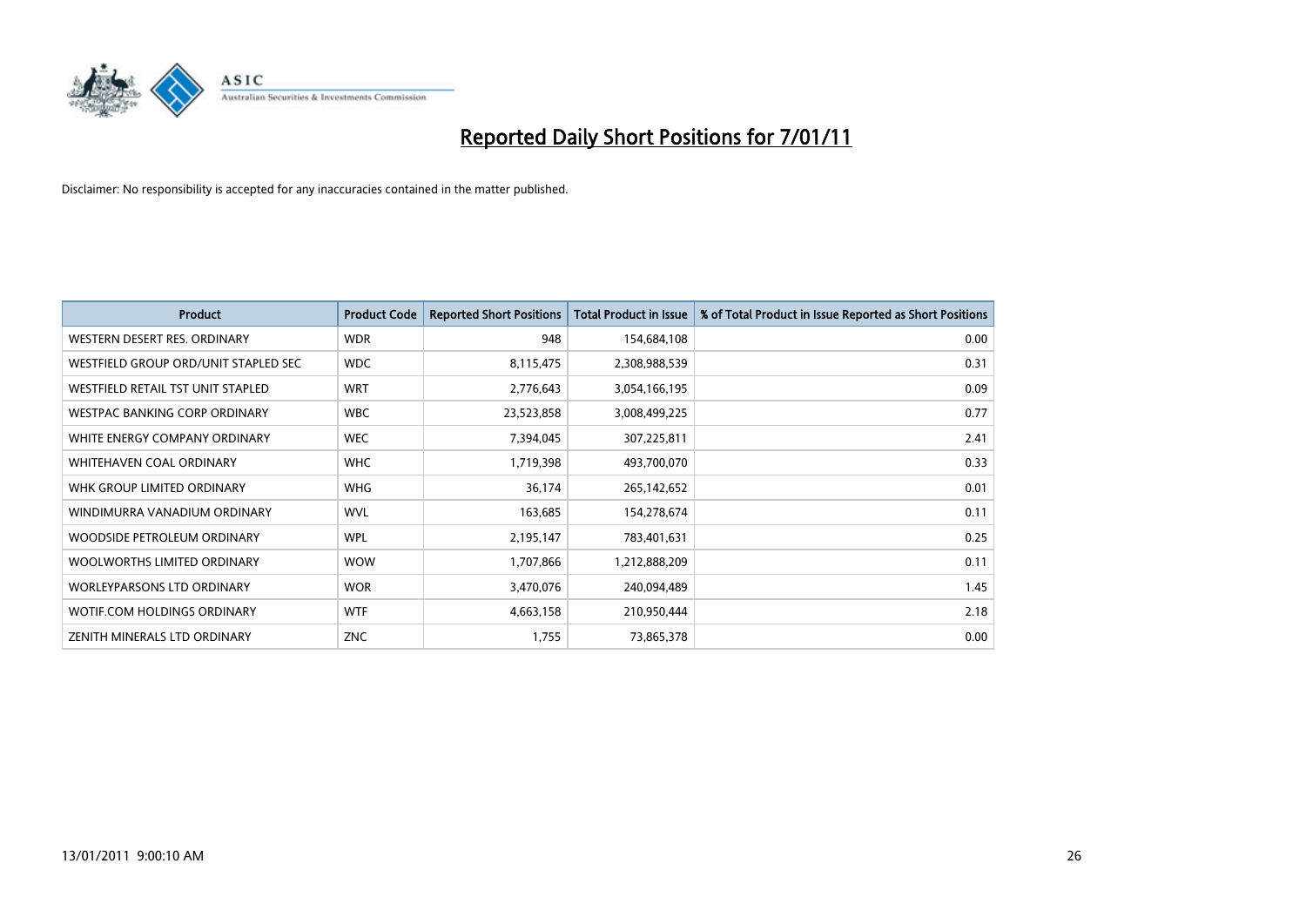# Reported Daily Short Positions for 7/01/11

Disclaimer: No responsibility is accepted for any inaccuracies contained in the matter published.

| Product | Product Code | Reported Short Positions | Total Product in Issue | % of Total Product in Issue Reported as Short Positions |
|---|---|---|---|---|
| WESTERN DESERT RES. ORDINARY | WDR | 948 | 154,684,108 | 0.00 |
| WESTFIELD GROUP ORD/UNIT STAPLED SEC | WDC | 8,115,475 | 2,308,988,539 | 0.31 |
| WESTFIELD RETAIL TST UNIT STAPLED | WRT | 2,776,643 | 3,054,166,195 | 0.09 |
| WESTPAC BANKING CORP ORDINARY | WBC | 23,523,858 | 3,008,499,225 | 0.77 |
| WHITE ENERGY COMPANY ORDINARY | WEC | 7,394,045 | 307,225,811 | 2.41 |
| WHITEHAVEN COAL ORDINARY | WHC | 1,719,398 | 493,700,070 | 0.33 |
| WHK GROUP LIMITED ORDINARY | WHG | 36,174 | 265,142,652 | 0.01 |
| WINDIMURRA VANADIUM ORDINARY | WVL | 163,685 | 154,278,674 | 0.11 |
| WOODSIDE PETROLEUM ORDINARY | WPL | 2,195,147 | 783,401,631 | 0.25 |
| WOOLWORTHS LIMITED ORDINARY | WOW | 1,707,866 | 1,212,888,209 | 0.11 |
| WORLEYPARSONS LTD ORDINARY | WOR | 3,470,076 | 240,094,489 | 1.45 |
| WOTIF.COM HOLDINGS ORDINARY | WTF | 4,663,158 | 210,950,444 | 2.18 |
| ZENITH MINERALS LTD ORDINARY | ZNC | 1,755 | 73,865,378 | 0.00 |